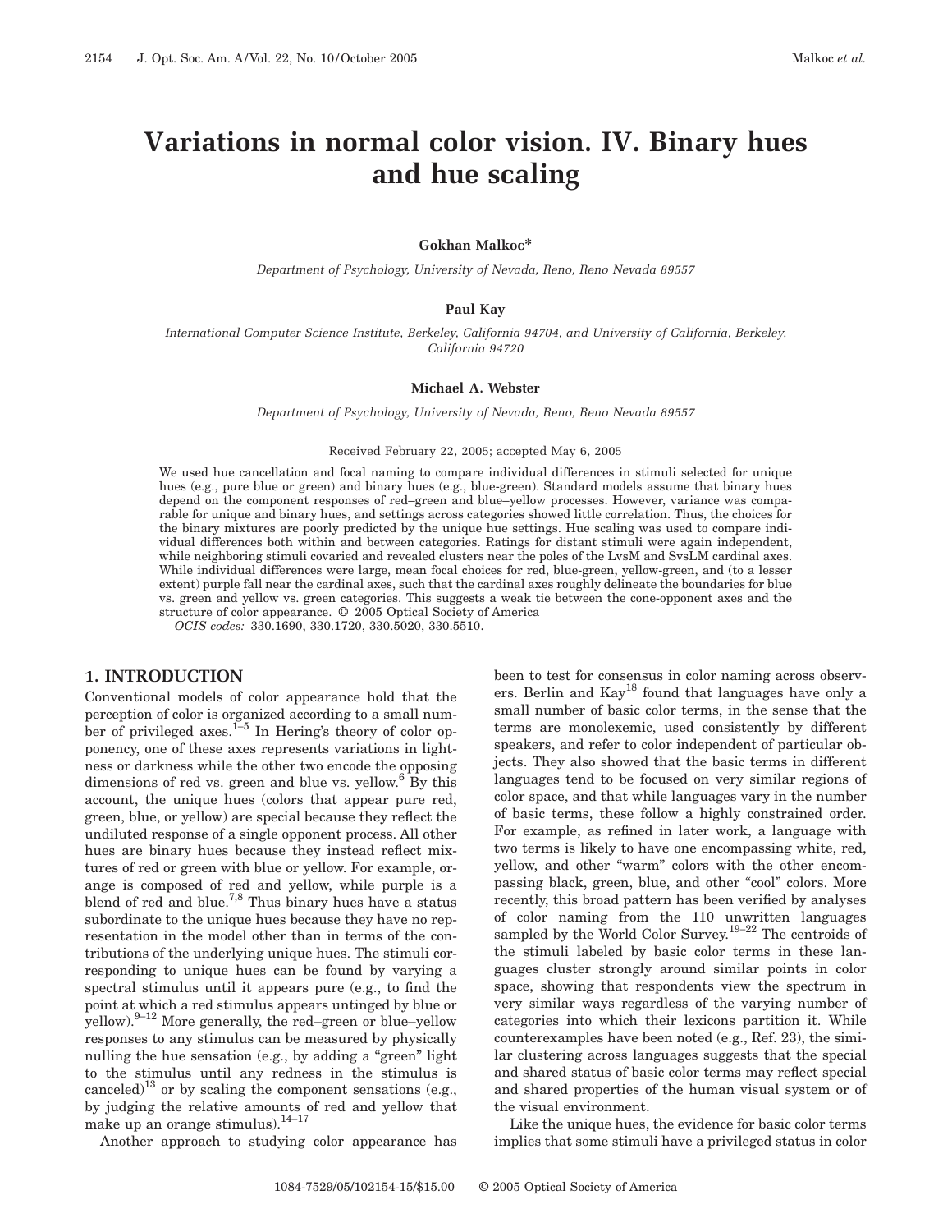// Variations in normal color vision. IV. Binary hues and hue scaling

**Gokhan Malkoc***

*Department of Psychology, University of Nevada, Reno, Reno Nevada 89557*

**Paul Kay**

*International Computer Science Institute, Berkeley, California 94704, and University of California, Berkeley, California 94720*

**Michael A. Webster**

*Department of Psychology, University of Nevada, Reno, Reno Nevada 89557*

Received February 22, 2005; accepted May 6, 2005

We used hue cancellation and focal naming to compare individual differences in stimuli selected for unique hues (e.g., pure blue or green) and binary hues (e.g., blue-green). Standard models assume that binary hues depend on the component responses of red–green and blue–yellow processes. However, variance was comparable for unique and binary hues, and settings across categories showed little correlation. Thus, the choices for the binary mixtures are poorly predicted by the unique hue settings. Hue scaling was used to compare individual differences both within and between categories. Ratings for distant stimuli were again independent, while neighboring stimuli covaried and revealed clusters near the poles of the LvsM and SvsLM cardinal axes. While individual differences were large, mean focal choices for red, blue-green, yellow-green, and (to a lesser extent) purple fall near the cardinal axes, such that the cardinal axes roughly delineate the boundaries for blue vs. green and yellow vs. green categories. This suggests a weak tie between the cone-opponent axes and the structure of color appearance. © 2005 Optical Society of America

*OCIS codes:* 330.1690, 330.1720, 330.5020, 330.5510.

## 1. INTRODUCTION

Conventional models of color appearance hold that the perception of color is organized according to a small number of privileged axes.[1–5] In Hering's theory of color opponency, one of these axes represents variations in lightness or darkness while the other two encode the opposing dimensions of red vs. green and blue vs. yellow.[6] By this account, the unique hues (colors that appear pure red, green, blue, or yellow) are special because they reflect the undiluted response of a single opponent process. All other hues are binary hues because they instead reflect mixtures of red or green with blue or yellow. For example, orange is composed of red and yellow, while purple is a blend of red and blue.[7,8] Thus binary hues have a status subordinate to the unique hues because they have no representation in the model other than in terms of the contributions of the underlying unique hues. The stimuli corresponding to unique hues can be found by physically varying a spectral stimulus until it appears pure (e.g., to find the point at which a red stimulus appears untinged by blue or yellow).[9–12] More generally, the red–green or blue–yellow responses to any stimulus can be measured by physically nulling the hue sensation (e.g., by adding a "green" light to the stimulus until any redness in the stimulus is canceled)[13] or by scaling the component sensations (e.g., by judging the relative amounts of red and yellow that make up an orange stimulus).[14–17]

Another approach to studying color appearance has been to test for consensus in color naming across observers. Berlin and Kay[18] found that languages have only a small number of basic color terms, in the sense that the terms are monolexemic, used consistently by different speakers, and refer to color independent of particular objects. They also showed that the basic terms in different languages tend to be focused on very similar regions of color space, and that while languages vary in the number of basic terms, these follow a highly constrained order. For example, as refined in later work, a language with two terms is likely to have one encompassing white, red, yellow, and other "warm" colors with the other encompassing black, green, blue, and other "cool" colors. More recently, this broad pattern has been verified by analyses of color naming from the 110 unwritten languages sampled by the World Color Survey.[19–22] The centroids of the stimuli labeled by basic color terms in these languages cluster strongly around similar points in color space, showing that respondents view the spectrum in very similar ways regardless of the varying number of categories into which their lexicons partition it. While counterexamples have been noted (e.g., Ref. 23), the similar clustering across languages suggests that the special and shared status of basic color terms may reflect special and shared properties of the human visual system or of the visual environment.

Like the unique hues, the evidence for basic color terms implies that some stimuli have a privileged status in color

1084-7529/05/102154-15/$15.00 © 2005 Optical Society of America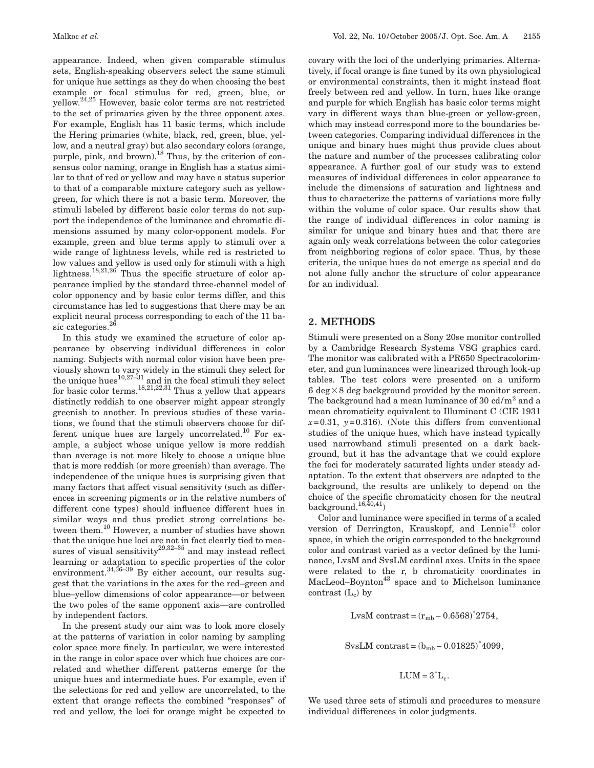appearance. Indeed, when given comparable stimulus sets, English-speaking observers select the same stimuli for unique hue settings as they do when choosing the best example or focal stimulus for red, green, blue, or yellow.[24,25] However, basic color terms are not restricted to the set of primaries given by the three opponent axes. For example, English has 11 basic terms, which include the Hering primaries (white, black, red, green, blue, yellow, and a neutral gray) but also secondary colors (orange, purple, pink, and brown).[18] Thus, by the criterion of consensus color naming, orange in English has a status similar to that of red or yellow and may have a status superior to that of a comparable mixture category such as yellow-green, for which there is not a basic term. Moreover, the stimuli labeled by different basic color terms do not support the independence of the luminance and chromatic dimensions assumed by many color-opponent models. For example, green and blue terms apply to stimuli over a wide range of lightness levels, while red is restricted to low values and yellow is used only for stimuli with a high lightness.[18,21,26] Thus the specific structure of color appearance implied by the standard three-channel model of color opponency and by basic color terms differ, and this circumstance has led to suggestions that there may be an explicit neural process corresponding to each of the 11 basic categories.[26]

In this study we examined the structure of color appearance by observing individual differences in color naming. Subjects with normal color vision have been previously shown to vary widely in the stimuli they select for the unique hues[10,27–31] and in the focal stimuli they select for basic color terms.[18,21,22,31] Thus a yellow that appears distinctly reddish to one observer might appear strongly greenish to another. In previous studies of these variations, we found that the stimuli observers choose for different unique hues are largely uncorrelated.[10] For example, a subject whose unique yellow is more reddish than average is not more likely to choose a unique blue that is more reddish (or more greenish) than average. The independence of the unique hues is surprising given that many factors that affect visual sensitivity (such as differences in screening pigments or in the relative numbers of different cone types) should influence different hues in similar ways and thus predict strong correlations between them.[10] However, a number of studies have shown that the unique hue loci are not in fact clearly tied to measures of visual sensitivity[29,32–35] and may instead reflect learning or adaptation to specific properties of the color environment.[34,36–39] By either account, our results suggest that the variations in the axes for the red–green and blue–yellow dimensions of color appearance—or between the two poles of the same opponent axis—are controlled by independent factors.

In the present study our aim was to look more closely at the patterns of variation in color naming by sampling color space more finely. In particular, we were interested in the range in color space over which hue choices are correlated and whether different patterns emerge for the unique hues and intermediate hues. For example, even if the selections for red and yellow are uncorrelated, to the extent that orange reflects the combined "responses" of red and yellow, the loci for orange might be expected to covary with the loci of the underlying primaries. Alternatively, if focal orange is fine tuned by its own physiological or environmental constraints, then it might instead float freely between red and yellow. In turn, hues like orange and purple for which English has basic color terms might vary in different ways than blue-green or yellow-green, which may instead correspond more to the boundaries between categories. Comparing individual differences in the unique and binary hues might thus provide clues about the nature and number of the processes calibrating color appearance. A further goal of our study was to extend measures of individual differences in color appearance to include the dimensions of saturation and lightness and thus to characterize the patterns of variations more fully within the volume of color space. Our results show that the range of individual differences in color naming is similar for unique and binary hues and that there are again only weak correlations between the color categories from neighboring regions of color space. Thus, by these criteria, the unique hues do not emerge as special and do not alone fully anchor the structure of color appearance for an individual.

## 2. METHODS

Stimuli were presented on a Sony 20se monitor controlled by a Cambridge Research Systems VSG graphics card. The monitor was calibrated with a PR650 Spectracolorimeter, and gun luminances were linearized through look-up tables. The test colors were presented on a uniform $6\ \text{deg} \times 8\ \text{deg}$ background provided by the monitor screen. The background had a mean luminance of $30\ \text{cd/m}^2$ and a mean chromaticity equivalent to Illuminant C (CIE 1931 $x=0.31$, $y=0.316$). (Note this differs from conventional studies of the unique hues, which have instead typically used narrowband stimuli presented on a dark background, but it has the advantage that we could explore the foci for moderately saturated lights under steady adaptation. To the extent that observers are adapted to the background, the results are unlikely to depend on the choice of the specific chromaticity chosen for the neutral background.[16,40,41])

Color and luminance were specified in terms of a scaled version of Derrington, Krauskopf, and Lennie[42] color space, in which the origin corresponded to the background color and contrast varied as a vector defined by the luminance, LvsM and SvsLM cardinal axes. Units in the space were related to the r, b chromaticity coordinates in MacLeod–Boynton[43] space and to Michelson luminance contrast ($L_c$) by

$$\text{LvsM contrast} = (r_{mb} - 0.6568)^{*}2754,$$

$$\text{SvsLM contrast} = (b_{mb} - 0.01825)^{*}4099,$$

$$\text{LUM} = 3^{*}L_c.$$

We used three sets of stimuli and procedures to measure individual differences in color judgments.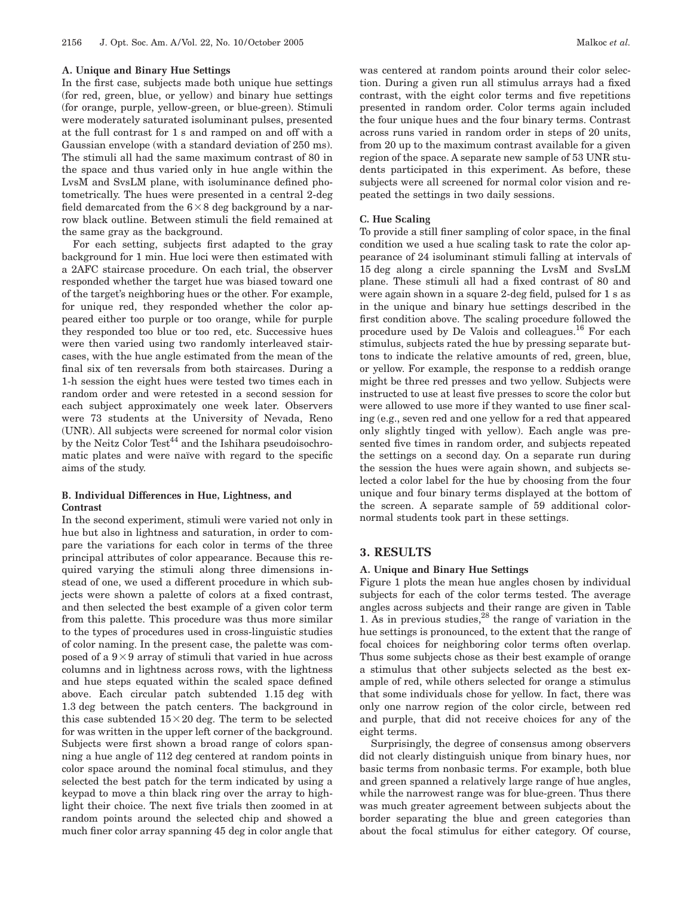### A. Unique and Binary Hue Settings

In the first case, subjects made both unique hue settings (for red, green, blue, or yellow) and binary hue settings (for orange, purple, yellow-green, or blue-green). Stimuli were moderately saturated isoluminant pulses, presented at the full contrast for 1 s and ramped on and off with a Gaussian envelope (with a standard deviation of 250 ms). The stimuli all had the same maximum contrast of 80 in the space and thus varied only in hue angle within the LvsM and SvsLM plane, with isoluminance defined photometrically. The hues were presented in a central 2-deg field demarcated from the $6 \times 8$ deg background by a narrow black outline. Between stimuli the field remained at the same gray as the background.

For each setting, subjects first adapted to the gray background for 1 min. Hue loci were then estimated with a 2AFC staircase procedure. On each trial, the observer responded whether the target hue was biased toward one of the target's neighboring hues or the other. For example, for unique red, they responded whether the color appeared either too purple or too orange, while for purple they responded too blue or too red, etc. Successive hues were then varied using two randomly interleaved staircases, with the hue angle estimated from the mean of the final six of ten reversals from both staircases. During a 1-h session the eight hues were tested two times each in random order and were retested in a second session for each subject approximately one week later. Observers were 73 students at the University of Nevada, Reno (UNR). All subjects were screened for normal color vision by the Neitz Color Test[44] and the Ishihara pseudoisochromatic plates and were naïve with regard to the specific aims of the study.

### B. Individual Differences in Hue, Lightness, and Contrast

In the second experiment, stimuli were varied not only in hue but also in lightness and saturation, in order to compare the variations for each color in terms of the three principal attributes of color appearance. Because this required varying the stimuli along three dimensions instead of one, we used a different procedure in which subjects were shown a palette of colors at a fixed contrast, and then selected the best example of a given color term from this palette. This procedure was thus more similar to the types of procedures used in cross-linguistic studies of color naming. In the present case, the palette was composed of a $9 \times 9$ array of stimuli that varied in hue across columns and in lightness across rows, with the lightness and hue steps equated within the scaled space defined above. Each circular patch subtended 1.15 deg with 1.3 deg between the patch centers. The background in this case subtended $15 \times 20$ deg. The term to be selected for was written in the upper left corner of the background. Subjects were first shown a broad range of colors spanning a hue angle of 112 deg centered at random points in color space around the nominal focal stimulus, and they selected the best patch for the term indicated by using a keypad to move a thin black ring over the array to highlight their choice. The next five trials then zoomed in at random points around the selected chip and showed a much finer color array spanning 45 deg in color angle that was centered at random points around their color selection. During a given run all stimulus arrays had a fixed contrast, with the eight color terms and five repetitions presented in random order. Color terms again included the four unique hues and the four binary terms. Contrast across runs varied in random order in steps of 20 units, from 20 up to the maximum contrast available for a given region of the space. A separate new sample of 53 UNR students participated in this experiment. As before, these subjects were all screened for normal color vision and repeated the settings in two daily sessions.

### C. Hue Scaling

To provide a still finer sampling of color space, in the final condition we used a hue scaling task to rate the color appearance of 24 isoluminant stimuli falling at intervals of 15 deg along a circle spanning the LvsM and SvsLM plane. These stimuli all had a fixed contrast of 80 and were again shown in a square 2-deg field, pulsed for 1 s as in the unique and binary hue settings described in the first condition above. The scaling procedure followed the procedure used by De Valois and colleagues.[16] For each stimulus, subjects rated the hue by pressing separate buttons to indicate the relative amounts of red, green, blue, or yellow. For example, the response to a reddish orange might be three red presses and two yellow. Subjects were instructed to use at least five presses to score the color but were allowed to use more if they wanted to use finer scaling (e.g., seven red and one yellow for a red that appeared only slightly tinged with yellow). Each angle was presented five times in random order, and subjects repeated the settings on a second day. On a separate run during the session the hues were again shown, and subjects selected a color label for the hue by choosing from the four unique and four binary terms displayed at the bottom of the screen. A separate sample of 59 additional color-normal students took part in these settings.

## 3. RESULTS

### A. Unique and Binary Hue Settings

Figure 1 plots the mean hue angles chosen by individual subjects for each of the color terms tested. The average angles across subjects and their range are given in Table 1. As in previous studies,[28] the range of variation in the hue settings is pronounced, to the extent that the range of focal choices for neighboring color terms often overlap. Thus some subjects chose as their best example of orange a stimulus that other subjects selected as the best example of red, while others selected for orange a stimulus that some individuals chose for yellow. In fact, there was only one narrow region of the color circle, between red and purple, that did not receive choices for any of the eight terms.

Surprisingly, the degree of consensus among observers did not clearly distinguish unique from binary hues, nor basic terms from nonbasic terms. For example, both blue and green spanned a relatively large range of hue angles, while the narrowest range was for blue-green. Thus there was much greater agreement between subjects about the border separating the blue and green categories than about the focal stimulus for either category. Of course,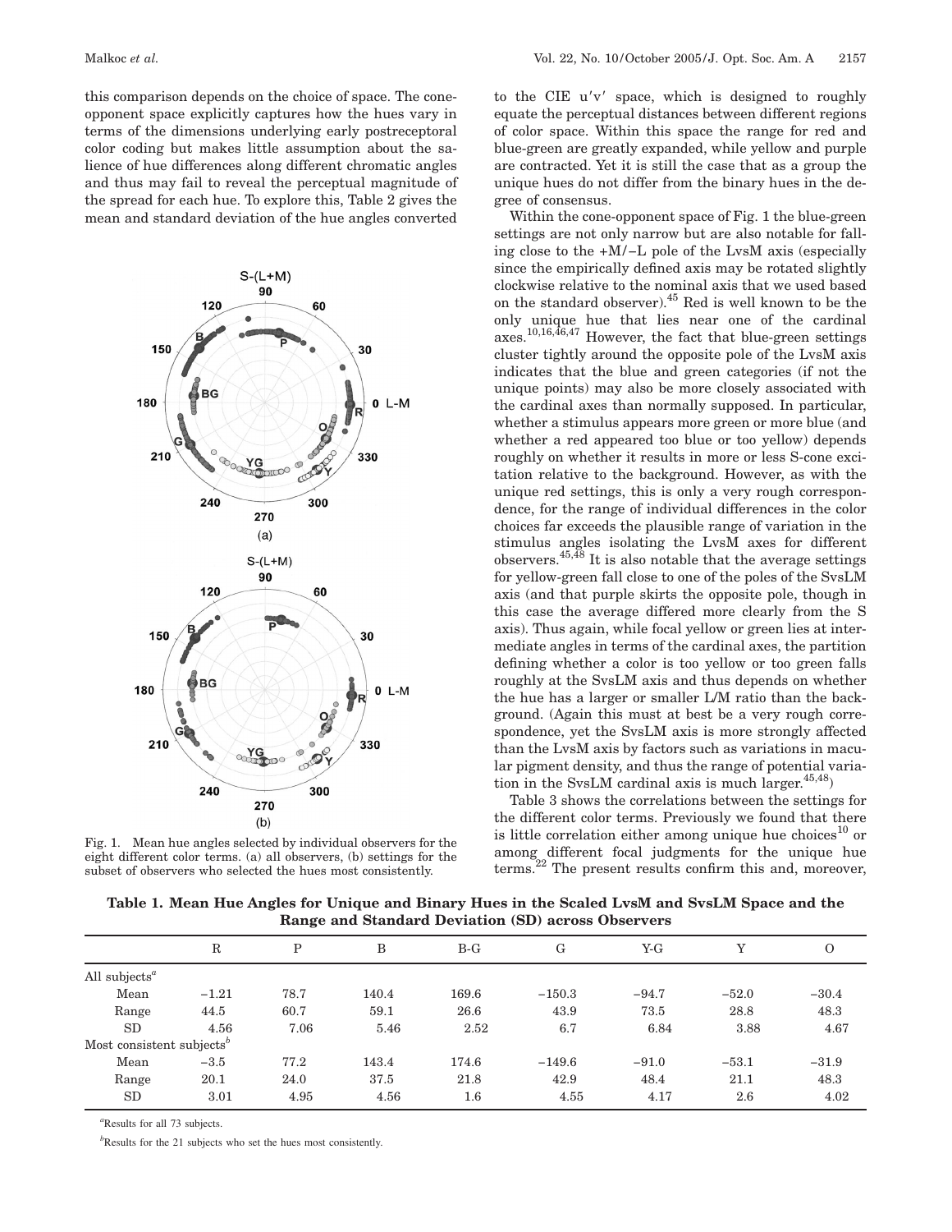this comparison depends on the choice of space. The cone-opponent space explicitly captures how the hues vary in terms of the dimensions underlying early postreceptoral color coding but makes little assumption about the salience of hue differences along different chromatic angles and thus may fail to reveal the perceptual magnitude of the spread for each hue. To explore this, Table 2 gives the mean and standard deviation of the hue angles converted to the CIE u′v′ space, which is designed to roughly equate the perceptual distances between different regions of color space. Within this space the range for red and blue-green are greatly expanded, while yellow and purple are contracted. Yet it is still the case that as a group the unique hues do not differ from the binary hues in the degree of consensus.

Fig. 1. Mean hue angles selected by individual observers for the eight different color terms. (a) all observers, (b) settings for the subset of observers who selected the hues most consistently.

Within the cone-opponent space of Fig. 1 the blue-green settings are not only narrow but are also notable for falling close to the +M/−L pole of the LvsM axis (especially since the empirically defined axis may be rotated slightly clockwise relative to the nominal axis that we used based on the standard observer).[45] Red is well known to be the only unique hue that lies near one of the cardinal axes.[10,16,46,47] However, the fact that blue-green settings cluster tightly around the opposite pole of the LvsM axis indicates that the blue and green categories (if not the unique points) may also be more closely associated with the cardinal axes than normally supposed. In particular, whether a stimulus appears more green or more blue (and whether a red appeared too blue or too yellow) depends roughly on whether it results in more or less S-cone excitation relative to the background. However, as with the unique red settings, this is only a very rough correspondence, for the range of individual differences in the color choices far exceeds the plausible range of variation in the stimulus angles isolating the LvsM axes for different observers.[45,48] It is also notable that the average settings for yellow-green fall close to one of the poles of the SvsLM axis (and that purple skirts the opposite pole, though in this case the average differed more clearly from the S axis). Thus again, while focal yellow or green lies at intermediate angles in terms of the cardinal axes, the partition defining whether a color is too yellow or too green falls roughly at the SvsLM axis and thus depends on whether the hue has a larger or smaller L/M ratio than the background. (Again this must at best be a very rough correspondence, yet the SvsLM axis is more strongly affected than the LvsM axis by factors such as variations in macular pigment density, and thus the range of potential variation in the SvsLM cardinal axis is much larger.[45,48])

Table 3 shows the correlations between the settings for the different color terms. Previously we found that there is little correlation either among unique hue choices[10] or among different focal judgments for the unique hue terms.[22] The present results confirm this and, moreover,

**Table 1. Mean Hue Angles for Unique and Binary Hues in the Scaled LvsM and SvsLM Space and the Range and Standard Deviation (SD) across Observers**

| | R | P | B | B-G | G | Y-G | Y | O |
|---|---|---|---|---|---|---|---|---|
| All subjects[a] | | | | | | | | |
| Mean | −1.21 | 78.7 | 140.4 | 169.6 | −150.3 | −94.7 | −52.0 | −30.4 |
| Range | 44.5 | 60.7 | 59.1 | 26.6 | 43.9 | 73.5 | 28.8 | 48.3 |
| SD | 4.56 | 7.06 | 5.46 | 2.52 | 6.7 | 6.84 | 3.88 | 4.67 |
| Most consistent subjects[b] | | | | | | | | |
| Mean | −3.5 | 77.2 | 143.4 | 174.6 | −149.6 | −91.0 | −53.1 | −31.9 |
| Range | 20.1 | 24.0 | 37.5 | 21.8 | 42.9 | 48.4 | 21.1 | 48.3 |
| SD | 3.01 | 4.95 | 4.56 | 1.6 | 4.55 | 4.17 | 2.6 | 4.02 |

[a]Results for all 73 subjects.

[b]Results for the 21 subjects who set the hues most consistently.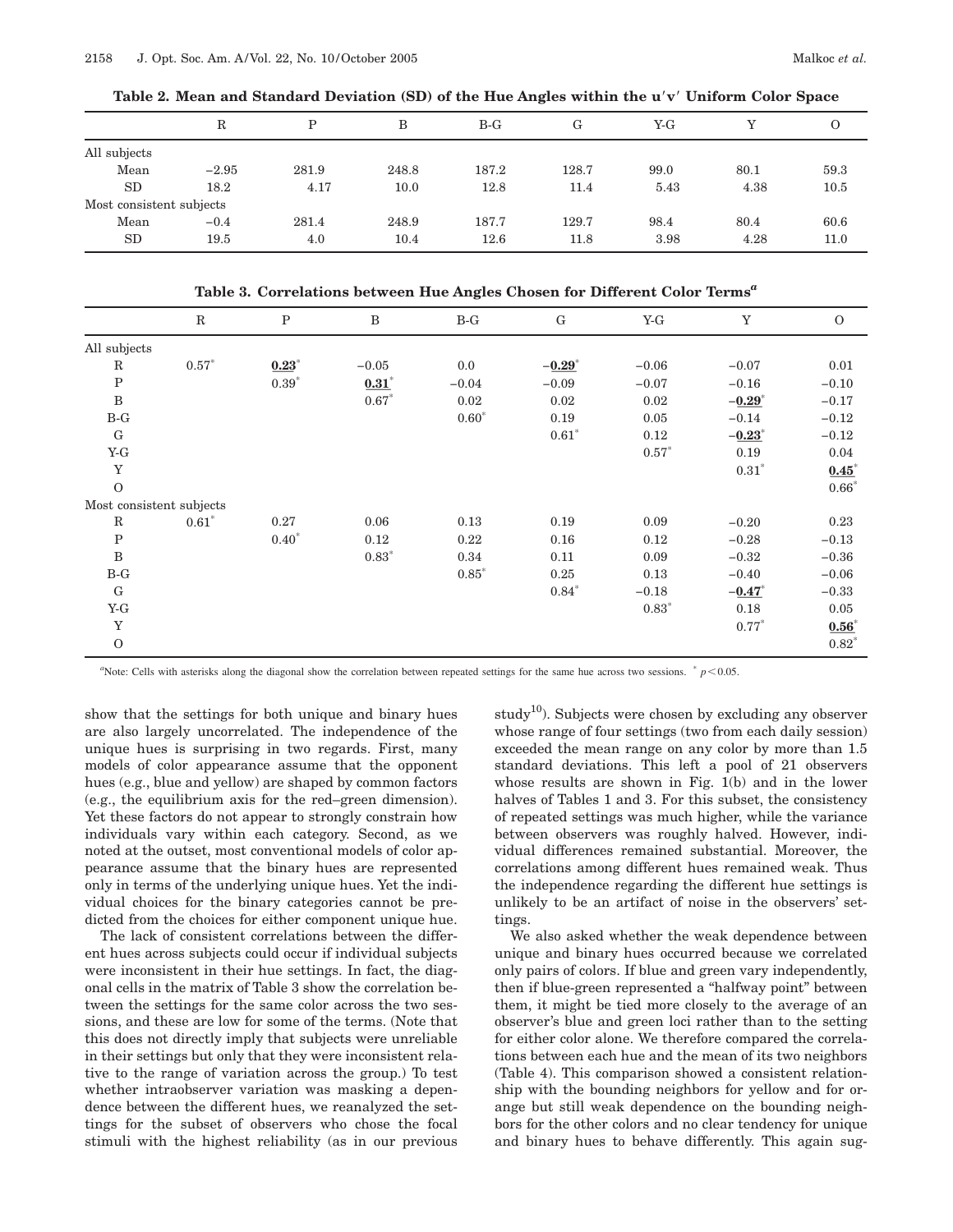**Table 2. Mean and Standard Deviation (SD) of the Hue Angles within the u′v′ Uniform Color Space**

| | R | P | B | B-G | G | Y-G | Y | O |
|---|---|---|---|---|---|---|---|---|
| All subjects | | | | | | | | |
| Mean | −2.95 | 281.9 | 248.8 | 187.2 | 128.7 | 99.0 | 80.1 | 59.3 |
| SD | 18.2 | 4.17 | 10.0 | 12.8 | 11.4 | 5.43 | 4.38 | 10.5 |
| Most consistent subjects | | | | | | | | |
| Mean | −0.4 | 281.4 | 248.9 | 187.7 | 129.7 | 98.4 | 80.4 | 60.6 |
| SD | 19.5 | 4.0 | 10.4 | 12.6 | 11.8 | 3.98 | 4.28 | 11.0 |

**Table 3. Correlations between Hue Angles Chosen for Different Color Terms[a]**

| | R | P | B | B-G | G | Y-G | Y | O |
|---|---|---|---|---|---|---|---|---|
| All subjects | | | | | | | | |
| R | 0.57* | **0.23*** | −0.05 | 0.0 | **−0.29*** | −0.06 | −0.07 | 0.01 |
| P | | 0.39* | **0.31*** | −0.04 | −0.09 | −0.07 | −0.16 | −0.10 |
| B | | | 0.67* | 0.02 | 0.02 | 0.02 | **−0.29*** | −0.17 |
| B-G | | | | 0.60* | 0.19 | 0.05 | −0.14 | −0.12 |
| G | | | | | 0.61* | 0.12 | **−0.23*** | −0.12 |
| Y-G | | | | | | 0.57* | 0.19 | 0.04 |
| Y | | | | | | | 0.31* | **0.45*** |
| O | | | | | | | | 0.66* |
| Most consistent subjects | | | | | | | | |
| R | 0.61* | 0.27 | 0.06 | 0.13 | 0.19 | 0.09 | −0.20 | 0.23 |
| P | | 0.40* | 0.12 | 0.22 | 0.16 | 0.12 | −0.28 | −0.13 |
| B | | | 0.83* | 0.34 | 0.11 | 0.09 | −0.32 | −0.36 |
| B-G | | | | 0.85* | 0.25 | 0.13 | −0.40 | −0.06 |
| G | | | | | 0.84* | −0.18 | **−0.47*** | −0.33 |
| Y-G | | | | | | 0.83* | 0.18 | 0.05 |
| Y | | | | | | | 0.77* | **0.56*** |
| O | | | | | | | | 0.82* |

[a]Note: Cells with asterisks along the diagonal show the correlation between repeated settings for the same hue across two sessions. * $p < 0.05$.

show that the settings for both unique and binary hues are also largely uncorrelated. The independence of the unique hues is surprising in two regards. First, many models of color appearance assume that the opponent hues (e.g., blue and yellow) are shaped by common factors (e.g., the equilibrium axis for the red–green dimension). Yet these factors do not appear to strongly constrain how individuals vary within each category. Second, as we noted at the outset, most conventional models of color appearance assume that the binary hues are represented only in terms of the underlying unique hues. Yet the individual choices for the binary categories cannot be predicted from the choices for either component unique hue.

The lack of consistent correlations between the different hues across subjects could occur if individual subjects were inconsistent in their hue settings. In fact, the diagonal cells in the matrix of Table 3 show the correlation between the settings for the same color across the two sessions, and these are low for some of the terms. (Note that this does not directly imply that subjects were unreliable in their settings but only that they were inconsistent relative to the range of variation across the group.) To test whether intraobserver variation was masking a dependence between the different hues, we reanalyzed the settings for the subset of observers who chose the focal stimuli with the highest reliability (as in our previous study[10]). Subjects were chosen by excluding any observer whose range of four settings (two from each daily session) exceeded the mean range on any color by more than 1.5 standard deviations. This left a pool of 21 observers whose results are shown in Fig. 1(b) and in the lower halves of Tables 1 and 3. For this subset, the consistency of repeated settings was much higher, while the variance between observers was roughly halved. However, individual differences remained substantial. Moreover, the correlations among different hues remained weak. Thus the independence regarding the different hue settings is unlikely to be an artifact of noise in the observers' settings.

We also asked whether the weak dependence between unique and binary hues occurred because we correlated only pairs of colors. If blue and green vary independently, then if blue-green represented a "halfway point" between them, it might be tied more closely to the average of an observer's blue and green loci rather than to the setting for either color alone. We therefore compared the correlations between each hue and the mean of its two neighbors (Table 4). This comparison showed a consistent relationship with the bounding neighbors for yellow and for orange but still weak dependence on the bounding neighbors for the other colors and no clear tendency for unique and binary hues to behave differently. This again sug-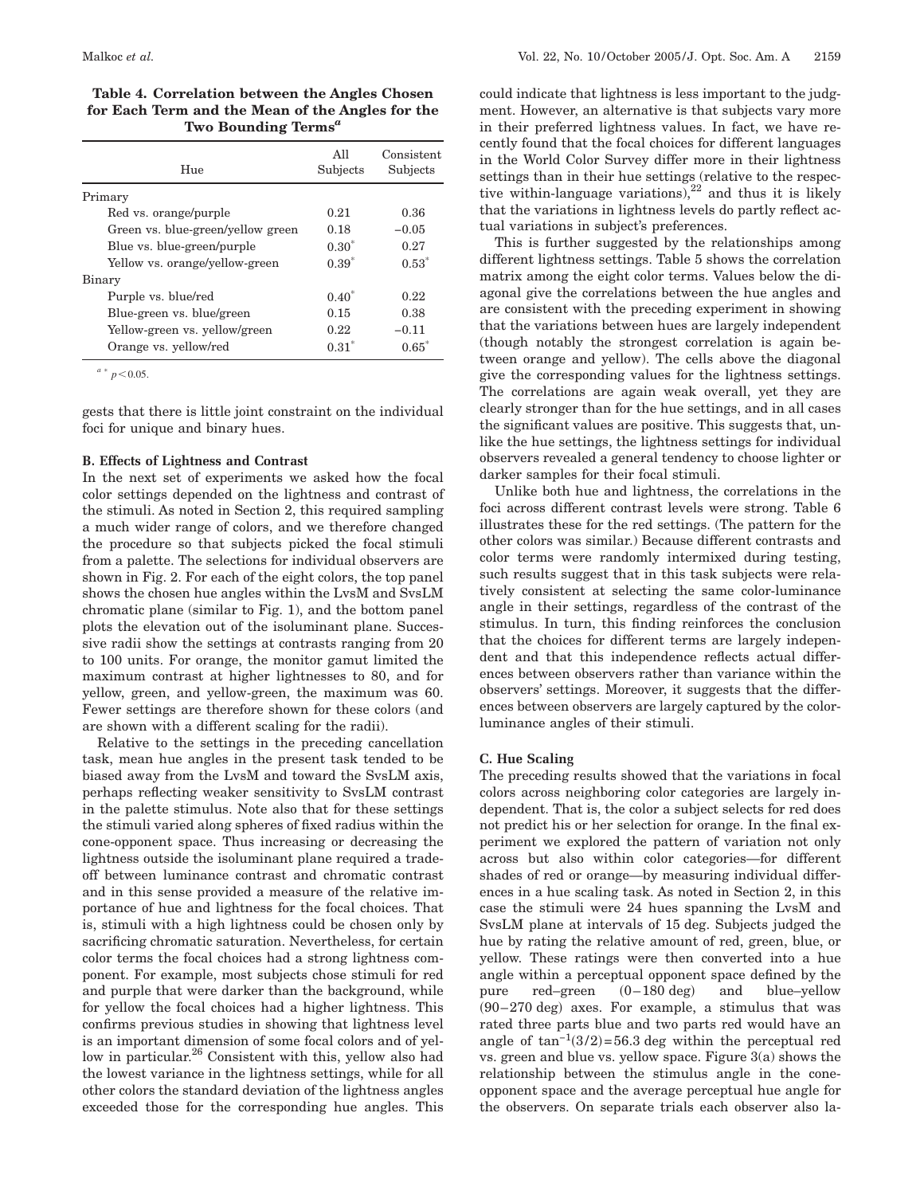**Table 4. Correlation between the Angles Chosen for Each Term and the Mean of the Angles for the Two Bounding Terms[a]**

| Hue | All Subjects | Consistent Subjects |
|---|---|---|
| Primary | | |
| Red vs. orange/purple | 0.21 | 0.36 |
| Green vs. blue-green/yellow green | 0.18 | −0.05 |
| Blue vs. blue-green/purple | 0.30* | 0.27 |
| Yellow vs. orange/yellow-green | 0.39* | 0.53* |
| Binary | | |
| Purple vs. blue/red | 0.40* | 0.22 |
| Blue-green vs. blue/green | 0.15 | 0.38 |
| Yellow-green vs. yellow/green | 0.22 | −0.11 |
| Orange vs. yellow/red | 0.31* | 0.65* |

[a] * $p < 0.05$.

gests that there is little joint constraint on the individual foci for unique and binary hues.

### B. Effects of Lightness and Contrast

In the next set of experiments we asked how the focal color settings depended on the lightness and contrast of the stimuli. As noted in Section 2, this required sampling a much wider range of colors, and we therefore changed the procedure so that subjects picked the focal stimuli from a palette. The selections for individual observers are shown in Fig. 2. For each of the eight colors, the top panel shows the chosen hue angles within the LvsM and SvsLM chromatic plane (similar to Fig. 1), and the bottom panel plots the elevation out of the isoluminant plane. Successive radii show the settings at contrasts ranging from 20 to 100 units. For orange, the monitor gamut limited the maximum contrast at higher lightnesses to 80, and for yellow, green, and yellow-green, the maximum was 60. Fewer settings are therefore shown for these colors (and are shown with a different scaling for the radii).

Relative to the settings in the preceding cancellation task, mean hue angles in the present task tended to be biased away from the LvsM and toward the SvsLM axis, perhaps reflecting weaker sensitivity to SvsLM contrast in the palette stimulus. Note also that for these settings the stimuli varied along spheres of fixed radius within the cone-opponent space. Thus increasing or decreasing the lightness outside the isoluminant plane required a trade-off between luminance contrast and chromatic contrast and in this sense provided a measure of the relative importance of hue and lightness for the focal choices. That is, stimuli with a high lightness could be chosen only by sacrificing chromatic saturation. Nevertheless, for certain color terms the focal choices had a strong lightness component. For example, most subjects chose stimuli for red and purple that were darker than the background, while for yellow the focal choices had a higher lightness. This confirms previous studies in showing that lightness level is an important dimension of some focal colors and of yellow in particular.[26] Consistent with this, yellow also had the lowest variance in the lightness settings, while for all other colors the standard deviation of the lightness angles exceeded those for the corresponding hue angles. This could indicate that lightness is less important to the judgment. However, an alternative is that subjects vary more in their preferred lightness values. In fact, we have recently found that the focal choices for different languages in the World Color Survey differ more in their lightness settings than in their hue settings (relative to the respective within-language variations),[22] and thus it is likely that the variations in lightness levels do partly reflect actual variations in subject's preferences.

This is further suggested by the relationships among different lightness settings. Table 5 shows the correlation matrix among the eight color terms. Values below the diagonal give the correlations between the hue angles and are consistent with the preceding experiment in showing that the variations between hues are largely independent (though notably the strongest correlation is again between orange and yellow). The cells above the diagonal give the corresponding values for the lightness settings. The correlations are again weak overall, yet they are clearly stronger than for the hue settings, and in all cases the significant values are positive. This suggests that, unlike the hue settings, the lightness settings for individual observers revealed a general tendency to choose lighter or darker samples for their focal stimuli.

Unlike both hue and lightness, the correlations in the foci across different contrast levels were strong. Table 6 illustrates these for the red settings. (The pattern for the other colors was similar.) Because different contrasts and color terms were randomly intermixed during testing, such results suggest that in this task subjects were relatively consistent at selecting the same color-luminance angle in their settings, regardless of the contrast of the stimulus. In turn, this finding reinforces the conclusion that the choices for different terms are largely independent and that this independence reflects actual differences between observers rather than variance within the observers' settings. Moreover, it suggests that the differences between observers are largely captured by the color-luminance angles of their stimuli.

### C. Hue Scaling

The preceding results showed that the variations in focal colors across neighboring color categories are largely independent. That is, the color a subject selects for red does not predict his or her selection for orange. In the final experiment we explored the pattern of variation not only across but also within color categories—for different shades of red or orange—by measuring individual differences in a hue scaling task. As noted in Section 2, in this case the stimuli were 24 hues spanning the LvsM and SvsLM plane at intervals of 15 deg. Subjects judged the hue by rating the relative amount of red, green, blue, or yellow. These ratings were then converted into a hue angle within a perceptual opponent space defined by the pure red–green (0–180 deg) and blue–yellow (90–270 deg) axes. For example, a stimulus that was rated three parts blue and two parts red would have an angle of $\tan^{-1}(3/2) = 56.3$ deg within the perceptual red vs. green and blue vs. yellow space. Figure 3(a) shows the relationship between the stimulus angle in the cone-opponent space and the average perceptual hue angle for the observers. On separate trials each observer also la-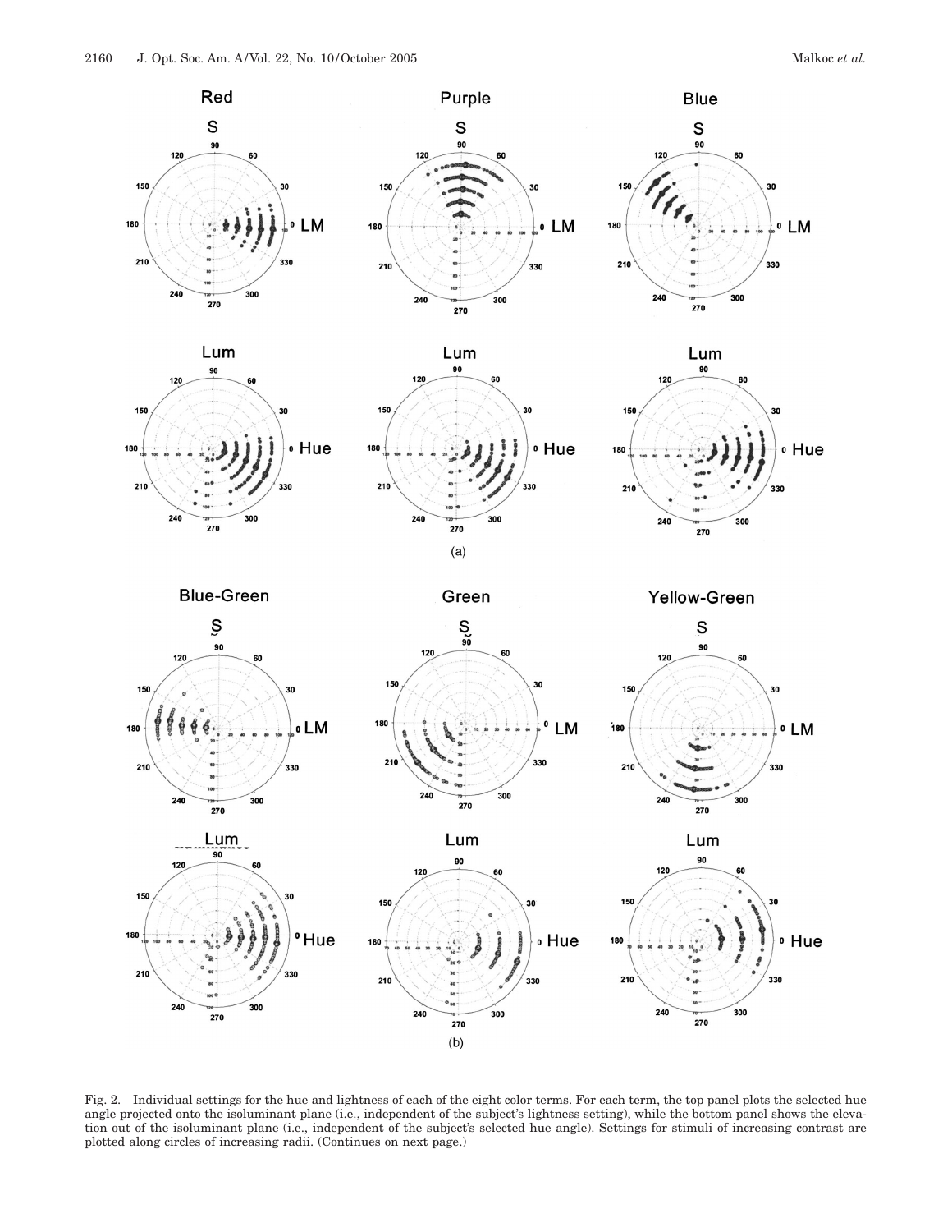Fig. 2. Individual settings for the hue and lightness of each of the eight color terms. For each term, the top panel plots the selected hue angle projected onto the isoluminant plane (i.e., independent of the subject's lightness setting), while the bottom panel shows the elevation out of the isoluminant plane (i.e., independent of the subject's selected hue angle). Settings for stimuli of increasing contrast are plotted along circles of increasing radii. (Continues on next page.)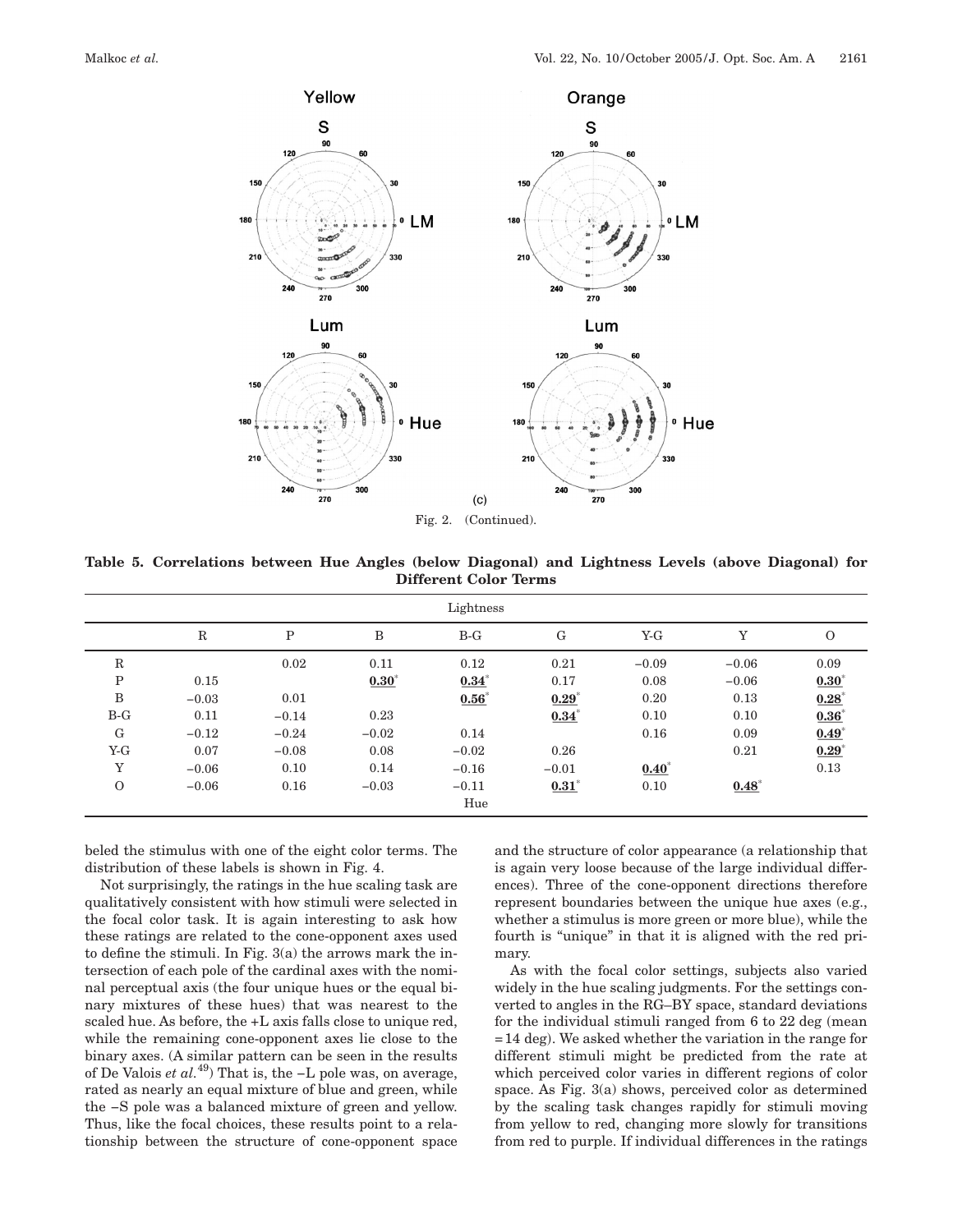Fig. 2. (Continued).

**Table 5. Correlations between Hue Angles (below Diagonal) and Lightness Levels (above Diagonal) for Different Color Terms**

| | Lightness | | | | | | | |
|---|---|---|---|---|---|---|---|---|
| | R | P | B | B-G | G | Y-G | Y | O |
| R | | 0.02 | 0.11 | 0.12 | 0.21 | −0.09 | −0.06 | 0.09 |
| P | 0.15 | | **0.30*** | **0.34*** | 0.17 | 0.08 | −0.06 | **0.30*** |
| B | −0.03 | 0.01 | | **0.56*** | **0.29*** | 0.20 | 0.13 | **0.28*** |
| B-G | 0.11 | −0.14 | 0.23 | | **0.34*** | 0.10 | 0.10 | **0.36*** |
| G | −0.12 | −0.24 | −0.02 | 0.14 | | 0.16 | 0.09 | **0.49*** |
| Y-G | 0.07 | −0.08 | 0.08 | −0.02 | 0.26 | | 0.21 | **0.29*** |
| Y | −0.06 | 0.10 | 0.14 | −0.16 | −0.01 | **0.40*** | | 0.13 |
| O | −0.06 | 0.16 | −0.03 | −0.11 | **0.31*** | 0.10 | **0.48*** | |
| | | | | Hue | | | | |

beled the stimulus with one of the eight color terms. The distribution of these labels is shown in Fig. 4.

Not surprisingly, the ratings in the hue scaling task are qualitatively consistent with how stimuli were selected in the focal color task. It is again interesting to ask how these ratings are related to the cone-opponent axes used to define the stimuli. In Fig. 3(a) the arrows mark the intersection of each pole of the cardinal axes with the nominal perceptual axis (the four unique hues or the equal binary mixtures of these hues) that was nearest to the scaled hue. As before, the +L axis falls close to unique red, while the remaining cone-opponent axes lie close to the binary axes. (A similar pattern can be seen in the results of De Valois *et al.*[49]) That is, the −L pole was, on average, rated as nearly an equal mixture of blue and green, while the −S pole was a balanced mixture of green and yellow. Thus, like the focal choices, these results point to a relationship between the structure of cone-opponent space and the structure of color appearance (a relationship that is again very loose because of the large individual differences). Three of the cone-opponent directions therefore represent boundaries between the unique hue axes (e.g., whether a stimulus is more green or more blue), while the fourth is "unique" in that it is aligned with the red primary.

As with the focal color settings, subjects also varied widely in the hue scaling judgments. For the settings converted to angles in the RG–BY space, standard deviations for the individual stimuli ranged from 6 to 22 deg (mean = 14 deg). We asked whether the variation in the range for different stimuli might be predicted from the rate at which perceived color varies in different regions of color space. As Fig. 3(a) shows, perceived color as determined by the scaling task changes rapidly for stimuli moving from yellow to red, changing more slowly for transitions from red to purple. If individual differences in the ratings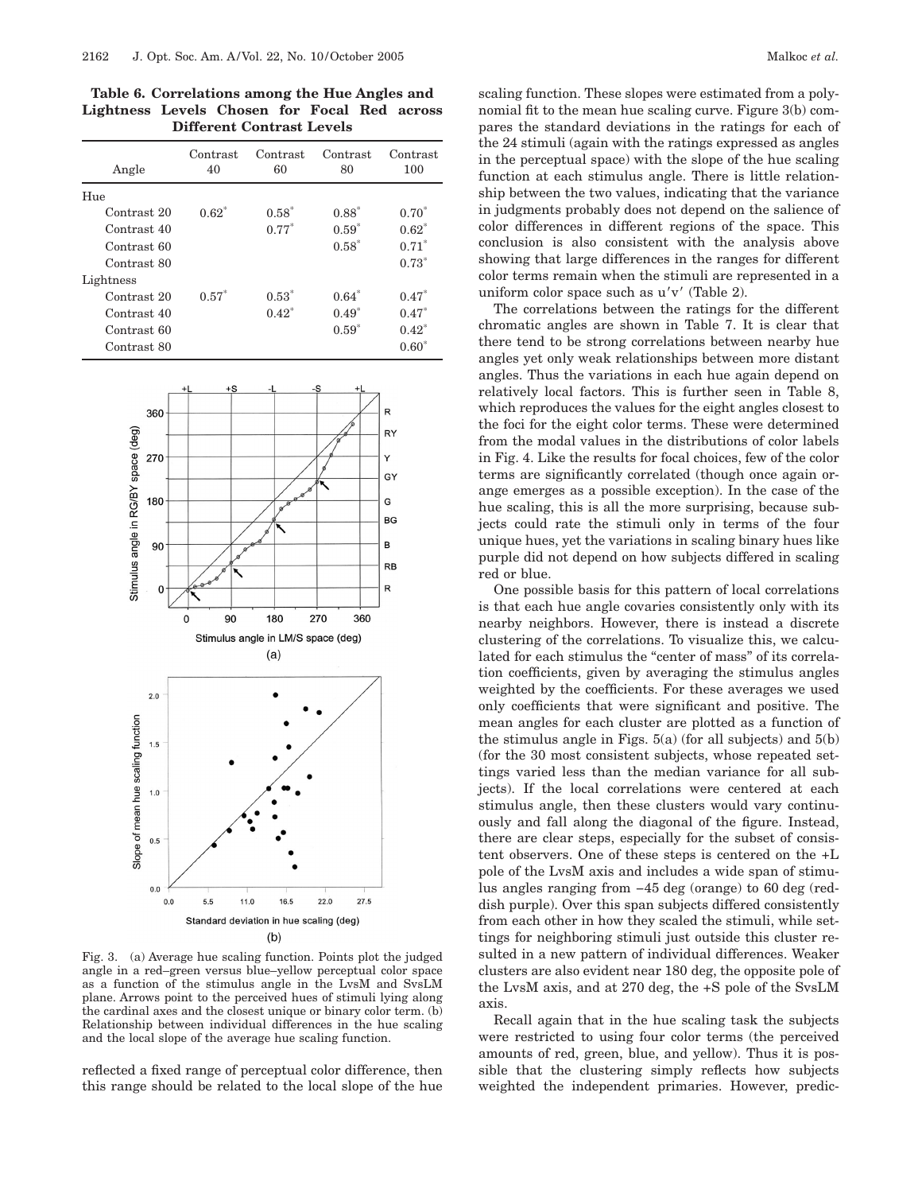**Table 6. Correlations among the Hue Angles and Lightness Levels Chosen for Focal Red across Different Contrast Levels**

| Angle | Contrast 40 | Contrast 60 | Contrast 80 | Contrast 100 |
|---|---|---|---|---|
| Hue | | | | |
| Contrast 20 | 0.62* | 0.58* | 0.88* | 0.70* |
| Contrast 40 | | 0.77* | 0.59* | 0.62* |
| Contrast 60 | | | 0.58* | 0.71* |
| Contrast 80 | | | | 0.73* |
| Lightness | | | | |
| Contrast 20 | 0.57* | 0.53* | 0.64* | 0.47* |
| Contrast 40 | | 0.42* | 0.49* | 0.47* |
| Contrast 60 | | | 0.59* | 0.42* |
| Contrast 80 | | | | 0.60* |

Fig. 3. (a) Average hue scaling function. Points plot the judged angle in a red–green versus blue–yellow perceptual color space as a function of the stimulus angle in the LvsM and SvsLM plane. Arrows point to the perceived hues of stimuli lying along the cardinal axes and the closest unique or binary color term. (b) Relationship between individual differences in the hue scaling and the local slope of the average hue scaling function.

reflected a fixed range of perceptual color difference, then this range should be related to the local slope of the hue scaling function. These slopes were estimated from a polynomial fit to the mean hue scaling curve. Figure 3(b) compares the standard deviations in the ratings for each of the 24 stimuli (again with the ratings expressed as angles in the perceptual space) with the slope of the hue scaling function at each stimulus angle. There is little relationship between the two values, indicating that the variance in judgments probably does not depend on the salience of color differences in different regions of the space. This conclusion is also consistent with the analysis above showing that large differences in the ranges for different color terms remain when the stimuli are represented in a uniform color space such as $u'v'$ (Table 2).

The correlations between the ratings for the different chromatic angles are shown in Table 7. It is clear that there tend to be strong correlations between nearby hue angles yet only weak relationships between more distant angles. Thus the variations in each hue again depend on relatively local factors. This is further seen in Table 8, which reproduces the values for the eight angles closest to the foci for the eight color terms. These were determined from the modal values in the distributions of color labels in Fig. 4. Like the results for focal choices, few of the color terms are significantly correlated (though once again orange emerges as a possible exception). In the case of the hue scaling, this is all the more surprising, because subjects could rate the stimuli only in terms of the four unique hues, yet the variations in scaling binary hues like purple did not depend on how subjects differed in scaling red or blue.

One possible basis for this pattern of local correlations is that each hue angle covaries consistently only with its nearby neighbors. However, there is instead a discrete clustering of the correlations. To visualize this, we calculated for each stimulus the "center of mass" of its correlation coefficients, given by averaging the stimulus angles weighted by the coefficients. For these averages we used only coefficients that were significant and positive. The mean angles for each cluster are plotted as a function of the stimulus angle in Figs. 5(a) (for all subjects) and 5(b) (for the 30 most consistent subjects, whose repeated settings varied less than the median variance for all subjects). If the local correlations were centered at each stimulus angle, then these clusters would vary continuously and fall along the diagonal of the figure. Instead, there are clear steps, especially for the subset of consistent observers. One of these steps is centered on the +L pole of the LvsM axis and includes a wide span of stimulus angles ranging from −45 deg (orange) to 60 deg (reddish purple). Over this span subjects differed consistently from each other in how they scaled the stimuli, while settings for neighboring stimuli just outside this cluster resulted in a new pattern of individual differences. Weaker clusters are also evident near 180 deg, the opposite pole of the LvsM axis, and at 270 deg, the +S pole of the SvsLM axis.

Recall again that in the hue scaling task the subjects were restricted to using four color terms (the perceived amounts of red, green, blue, and yellow). Thus it is possible that the clustering simply reflects how subjects weighted the independent primaries. However, predic-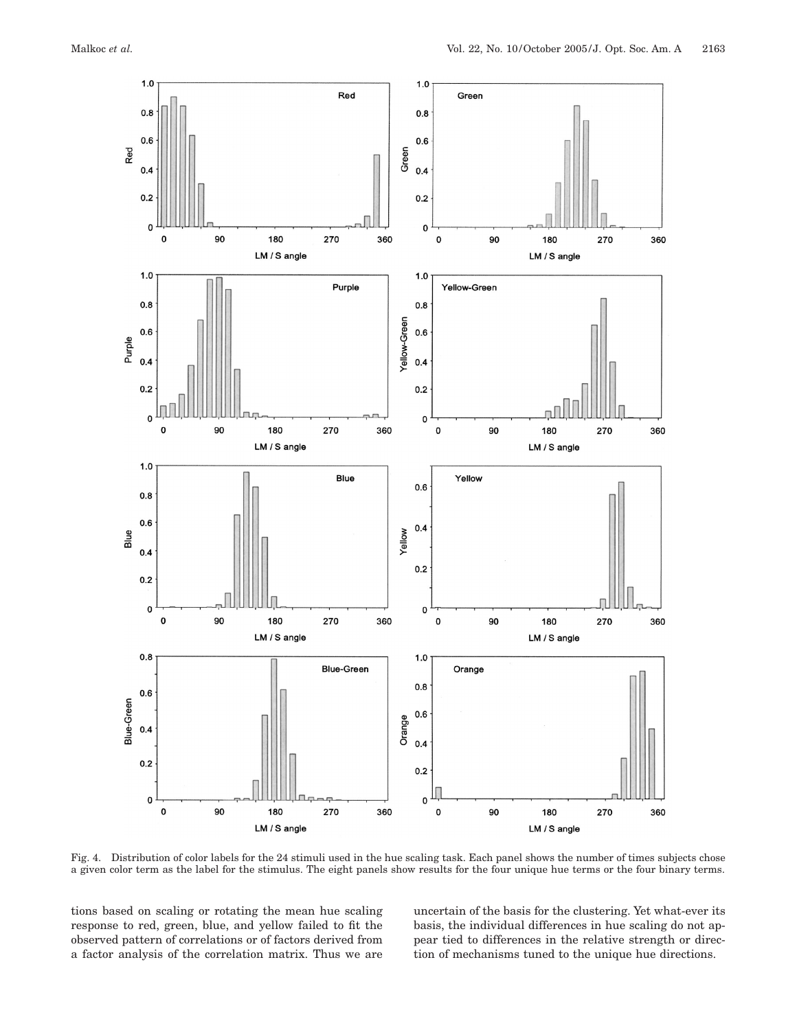Fig. 4. Distribution of color labels for the 24 stimuli used in the hue scaling task. Each panel shows the number of times subjects chose a given color term as the label for the stimulus. The eight panels show results for the four unique hue terms or the four binary terms.

tions based on scaling or rotating the mean hue scaling response to red, green, blue, and yellow failed to fit the observed pattern of correlations or of factors derived from a factor analysis of the correlation matrix. Thus we are uncertain of the basis for the clustering. Yet what-ever its basis, the individual differences in hue scaling do not appear tied to differences in the relative strength or direction of mechanisms tuned to the unique hue directions.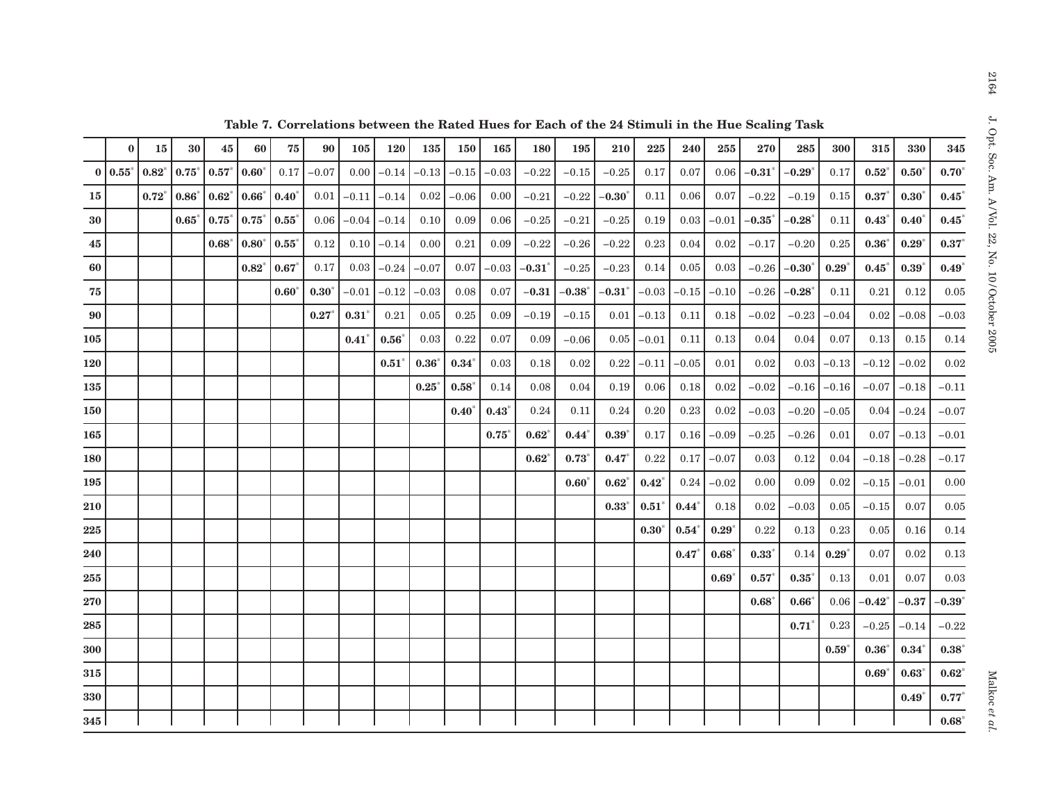**Table 7. Correlations between the Rated Hues for Each of the 24 Stimuli in the Hue Scaling Task**

| | 0 | 15 | 30 | 45 | 60 | 75 | 90 | 105 | 120 | 135 | 150 | 165 | 180 | 195 | 210 | 225 | 240 | 255 | 270 | 285 | 300 | 315 | 330 | 345 |
|---|---|---|---|---|---|---|---|---|---|---|---|---|---|---|---|---|---|---|---|---|---|---|---|---|
| **0** | **0.55*** | **0.82*** | **0.75*** | **0.57*** | **0.60*** | 0.17 | −0.07 | 0.00 | −0.14 | −0.13 | −0.15 | −0.03 | −0.22 | −0.15 | −0.25 | 0.17 | 0.07 | 0.06 | **−0.31*** | **−0.29*** | 0.17 | **0.52*** | **0.50*** | **0.70*** |
| **15** | | **0.72*** | **0.86*** | **0.62*** | **0.66*** | **0.40*** | 0.01 | −0.11 | −0.14 | 0.02 | −0.06 | 0.00 | −0.21 | −0.22 | **−0.30*** | 0.11 | 0.06 | 0.07 | −0.22 | −0.19 | 0.15 | **0.37*** | **0.30*** | **0.45*** |
| **30** | | | **0.65*** | **0.75*** | **0.75*** | **0.55*** | 0.06 | −0.04 | −0.14 | 0.10 | 0.09 | 0.06 | −0.25 | −0.21 | −0.25 | 0.19 | 0.03 | −0.01 | **−0.35*** | **−0.28*** | 0.11 | **0.43*** | **0.40*** | **0.45*** |
| **45** | | | | **0.68*** | **0.80*** | **0.55*** | 0.12 | 0.10 | −0.14 | 0.00 | 0.21 | 0.09 | −0.22 | −0.26 | −0.22 | 0.23 | 0.04 | 0.02 | −0.17 | −0.20 | 0.25 | **0.36*** | **0.29*** | **0.37*** |
| **60** | | | | | **0.82*** | **0.67*** | 0.17 | 0.03 | −0.24 | −0.07 | 0.07 | −0.03 | **−0.31*** | −0.25 | −0.23 | 0.14 | 0.05 | 0.03 | −0.26 | **−0.30*** | **0.29*** | **0.45*** | **0.39*** | **0.49*** |
| **75** | | | | | | **0.60*** | **0.30*** | −0.01 | −0.12 | −0.03 | 0.08 | 0.07 | **−0.31** | **−0.38*** | **−0.31*** | −0.03 | −0.15 | −0.10 | −0.26 | **−0.28*** | 0.11 | 0.21 | 0.12 | 0.05 |
| **90** | | | | | | | **0.27*** | **0.31*** | 0.21 | 0.05 | 0.25 | 0.09 | −0.19 | −0.15 | 0.01 | −0.13 | 0.11 | 0.18 | −0.02 | −0.23 | −0.04 | 0.02 | −0.08 | −0.03 |
| **105** | | | | | | | | **0.41*** | **0.56*** | 0.03 | 0.22 | 0.07 | 0.09 | −0.06 | 0.05 | −0.01 | 0.11 | 0.13 | 0.04 | 0.04 | 0.07 | 0.13 | 0.15 | 0.14 |
| **120** | | | | | | | | | **0.51*** | **0.36*** | **0.34*** | 0.03 | 0.18 | 0.02 | 0.22 | −0.11 | −0.05 | 0.01 | 0.02 | 0.03 | −0.13 | −0.12 | −0.02 | 0.02 |
| **135** | | | | | | | | | | **0.25*** | **0.58*** | 0.14 | 0.08 | 0.04 | 0.19 | 0.06 | 0.18 | 0.02 | −0.02 | −0.16 | −0.16 | −0.07 | −0.18 | −0.11 |
| **150** | | | | | | | | | | | **0.40*** | **0.43*** | 0.24 | 0.11 | 0.24 | 0.20 | 0.23 | 0.02 | −0.03 | −0.20 | −0.05 | 0.04 | −0.24 | −0.07 |
| **165** | | | | | | | | | | | | **0.75*** | **0.62*** | **0.44*** | **0.39*** | 0.17 | 0.16 | −0.09 | −0.25 | −0.26 | 0.01 | 0.07 | −0.13 | −0.01 |
| **180** | | | | | | | | | | | | | **0.62*** | **0.73*** | **0.47*** | 0.22 | 0.17 | −0.07 | 0.03 | 0.12 | 0.04 | −0.18 | −0.28 | −0.17 |
| **195** | | | | | | | | | | | | | | **0.60*** | **0.62*** | **0.42*** | 0.24 | −0.02 | 0.00 | 0.09 | 0.02 | −0.15 | −0.01 | 0.00 |
| **210** | | | | | | | | | | | | | | | **0.33*** | **0.51*** | **0.44*** | 0.18 | 0.02 | −0.03 | 0.05 | −0.15 | 0.07 | 0.05 |
| **225** | | | | | | | | | | | | | | | | **0.30*** | **0.54*** | **0.29*** | 0.22 | 0.13 | 0.23 | 0.05 | 0.16 | 0.14 |
| **240** | | | | | | | | | | | | | | | | | **0.47*** | **0.68*** | **0.33*** | 0.14 | **0.29*** | 0.07 | 0.02 | 0.13 |
| **255** | | | | | | | | | | | | | | | | | | **0.69*** | **0.57*** | **0.35*** | 0.13 | 0.01 | 0.07 | 0.03 |
| **270** | | | | | | | | | | | | | | | | | | | **0.68*** | **0.66*** | 0.06 | **−0.42*** | **−0.37** | **−0.39*** |
| **285** | | | | | | | | | | | | | | | | | | | | **0.71*** | 0.23 | −0.25 | −0.14 | −0.22 |
| **300** | | | | | | | | | | | | | | | | | | | | | **0.59*** | **0.36*** | **0.34*** | **0.38*** |
| **315** | | | | | | | | | | | | | | | | | | | | | | **0.69*** | **0.63*** | **0.62*** |
| **330** | | | | | | | | | | | | | | | | | | | | | | | **0.49*** | **0.77*** |
| **345** | | | | | | | | | | | | | | | | | | | | | | | | **0.68*** |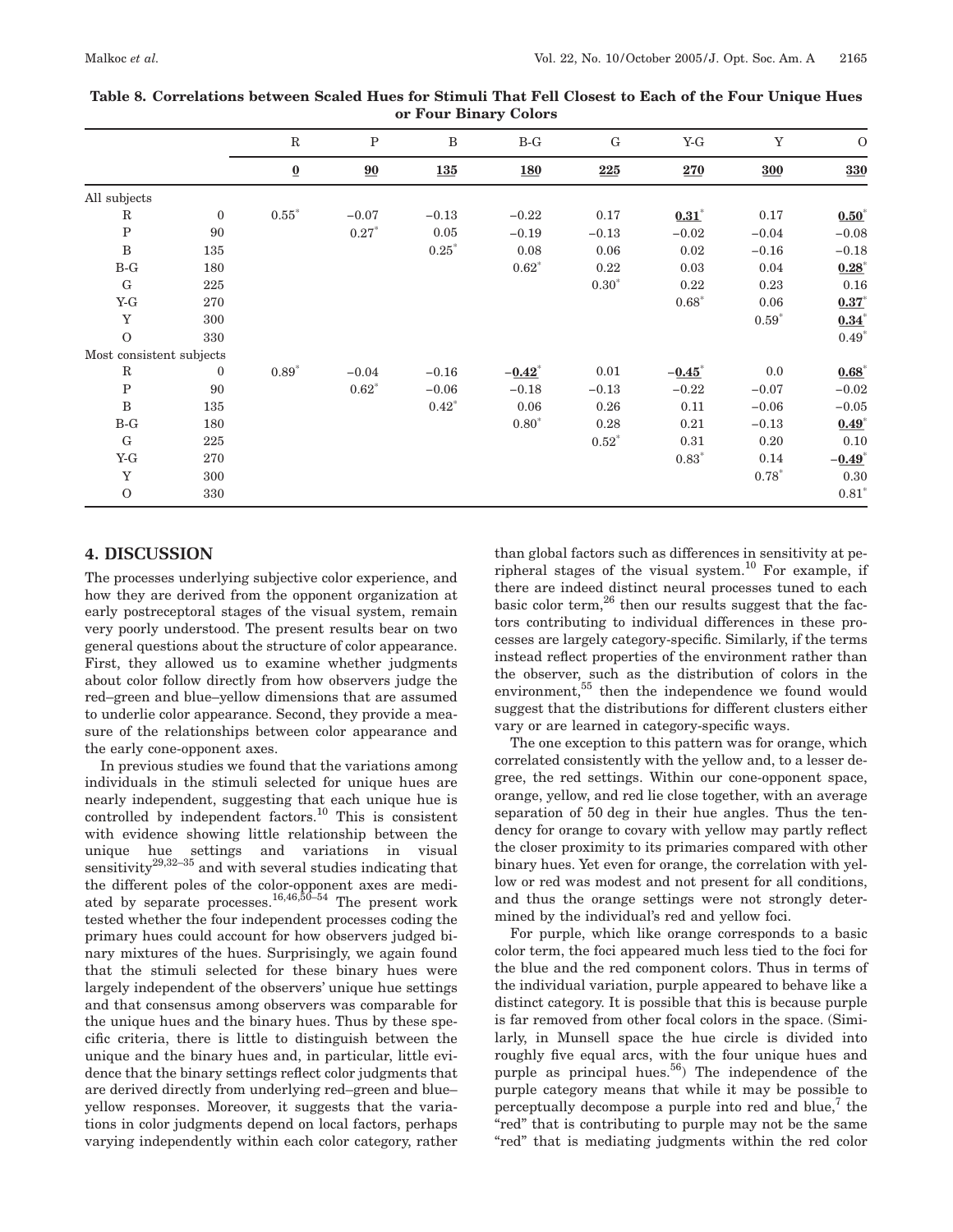**Table 8. Correlations between Scaled Hues for Stimuli That Fell Closest to Each of the Four Unique Hues or Four Binary Colors**

| | | R | P | B | B-G | G | Y-G | Y | O |
|---|---|---|---|---|---|---|---|---|---|
| | | **0** | **90** | **135** | **180** | **225** | **270** | **300** | **330** |
| All subjects | | | | | | | | | |
| R | 0 | 0.55* | −0.07 | −0.13 | −0.22 | 0.17 | **0.31*** | 0.17 | **0.50*** |
| P | 90 | | 0.27* | 0.05 | −0.19 | −0.13 | −0.02 | −0.04 | −0.08 |
| B | 135 | | | 0.25* | 0.08 | 0.06 | 0.02 | −0.16 | −0.18 |
| B-G | 180 | | | | 0.62* | 0.22 | 0.03 | 0.04 | **0.28*** |
| G | 225 | | | | | 0.30* | 0.22 | 0.23 | 0.16 |
| Y-G | 270 | | | | | | 0.68* | 0.06 | **0.37*** |
| Y | 300 | | | | | | | 0.59* | **0.34*** |
| O | 330 | | | | | | | | 0.49* |
| Most consistent subjects | | | | | | | | | |
| R | 0 | 0.89* | −0.04 | −0.16 | **−0.42*** | 0.01 | **−0.45*** | 0.0 | **0.68*** |
| P | 90 | | 0.62* | −0.06 | −0.18 | −0.13 | −0.22 | −0.07 | −0.02 |
| B | 135 | | | 0.42* | 0.06 | 0.26 | 0.11 | −0.06 | −0.05 |
| B-G | 180 | | | | 0.80* | 0.28 | 0.21 | −0.13 | **0.49*** |
| G | 225 | | | | | 0.52* | 0.31 | 0.20 | 0.10 |
| Y-G | 270 | | | | | | 0.83* | 0.14 | **−0.49*** |
| Y | 300 | | | | | | | 0.78* | 0.30 |
| O | 330 | | | | | | | | 0.81* |

## 4. DISCUSSION

The processes underlying subjective color experience, and how they are derived from the opponent organization at early postreceptoral stages of the visual system, remain very poorly understood. The present results bear on two general questions about the structure of color appearance. First, they allowed us to examine whether judgments about color follow directly from how observers judge the red–green and blue–yellow dimensions that are assumed to underlie color appearance. Second, they provide a measure of the relationships between color appearance and the early cone-opponent axes.

In previous studies we found that the variations among individuals in the stimuli selected for unique hues are nearly independent, suggesting that each unique hue is controlled by independent factors.[10] This is consistent with evidence showing little relationship between the unique hue settings and variations in visual sensitivity[29,32–35] and with several studies indicating that the different poles of the color-opponent axes are mediated by separate processes.[16,46,50–54] The present work tested whether the four independent processes coding the primary hues could account for how observers judged binary mixtures of the hues. Surprisingly, we again found that the stimuli selected for these binary hues were largely independent of the observers' unique hue settings and that consensus among observers was comparable for the unique hues and the binary hues. Thus by these specific criteria, there is little to distinguish between the unique and the binary hues and, in particular, little evidence that the binary settings reflect color judgments that are derived directly from underlying red–green and blue–yellow responses. Moreover, it suggests that the variations in color judgments depend on local factors, perhaps varying independently within each color category, rather than global factors such as differences in sensitivity at peripheral stages of the visual system.[10] For example, if there are indeed distinct neural processes tuned to each basic color term,[26] then our results suggest that the factors contributing to individual differences in these processes are largely category-specific. Similarly, if the terms instead reflect properties of the environment rather than the observer, such as the distribution of colors in the environment,[55] then the independence we found would suggest that the distributions for different clusters either vary or are learned in category-specific ways.

The one exception to this pattern was for orange, which correlated consistently with the yellow and, to a lesser degree, the red settings. Within our cone-opponent space, orange, yellow, and red lie close together, with an average separation of 50 deg in their hue angles. Thus the tendency for orange to covary with yellow may partly reflect the closer proximity to its primaries compared with other binary hues. Yet even for orange, the correlation with yellow or red was modest and not present for all conditions, and thus the orange settings were not strongly determined by the individual's red and yellow foci.

For purple, which like orange corresponds to a basic color term, the foci appeared much less tied to the foci for the blue and the red component colors. Thus in terms of the individual variation, purple appeared to behave like a distinct category. It is possible that this is because purple is far removed from other focal colors in the space. (Similarly, in Munsell space the hue circle is divided into roughly five equal arcs, with the four unique hues and purple as principal hues.[56]) The independence of the purple category means that while it may be possible to perceptually decompose a purple into red and blue,[7] the "red" that is contributing to purple may not be the same "red" that is mediating judgments within the red color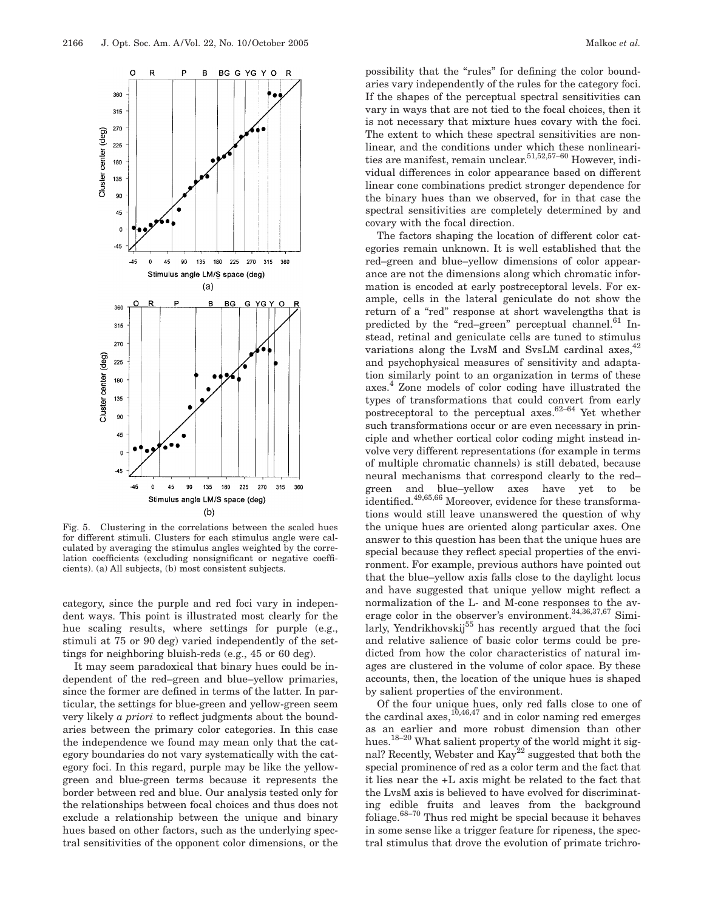Fig. 5. Clustering in the correlations between the scaled hues for different stimuli. Clusters for each stimulus angle were calculated by averaging the stimulus angles weighted by the correlation coefficients (excluding nonsignificant or negative coefficients). (a) All subjects, (b) most consistent subjects.

category, since the purple and red foci vary in independent ways. This point is illustrated most clearly for the hue scaling results, where settings for purple (e.g., stimuli at 75 or 90 deg) varied independently of the settings for neighboring bluish-reds (e.g., 45 or 60 deg).

It may seem paradoxical that binary hues could be independent of the red–green and blue–yellow primaries, since the former are defined in terms of the latter. In particular, the settings for blue-green and yellow-green seem very likely *a priori* to reflect judgments about the boundaries between the primary color categories. In this case the independence we found may mean only that the category boundaries do not vary systematically with the category foci. In this regard, purple may be like the yellow-green and blue-green terms because it represents the border between red and blue. Our analysis tested only for the relationships between focal choices and thus does not exclude a relationship between the unique and binary hues based on other factors, such as the underlying spectral sensitivities of the opponent color dimensions, or the possibility that the "rules" for defining the color boundaries vary independently of the rules for the category foci. If the shapes of the perceptual spectral sensitivities can vary in ways that are not tied to the focal choices, then it is not necessary that mixture hues covary with the foci. The extent to which these spectral sensitivities are nonlinear, and the conditions under which these nonlinearities are manifest, remain unclear.[51,52,57–60] However, individual differences in color appearance based on different linear cone combinations predict stronger dependence for the binary hues than we observed, for in that case the spectral sensitivities are completely determined by and covary with the focal direction.

The factors shaping the location of different color categories remain unknown. It is well established that the red–green and blue–yellow dimensions of color appearance are not the dimensions along which chromatic information is encoded at early postreceptoral levels. For example, cells in the lateral geniculate do not show the return of a "red" response at short wavelengths that is predicted by the "red–green" perceptual channel.[61] Instead, retinal and geniculate cells are tuned to stimulus variations along the LvsM and SvsLM cardinal axes,[42] and psychophysical measures of sensitivity and adaptation similarly point to an organization in terms of these axes.[4] Zone models of color coding have illustrated the types of transformations that could convert from early postreceptoral to the perceptual axes.[62–64] Yet whether such transformations occur or are even necessary in principle and whether cortical color coding might instead involve very different representations (for example in terms of multiple chromatic channels) is still debated, because neural mechanisms that correspond clearly to the red–green and blue–yellow axes have yet to be identified.[49,65,66] Moreover, evidence for these transformations would still leave unanswered the question of why the unique hues are oriented along particular axes. One answer to this question has been that the unique hues are special because they reflect special properties of the environment. For example, previous authors have pointed out that the blue–yellow axis falls close to the daylight locus and have suggested that unique yellow might reflect a normalization of the L- and M-cone responses to the average color in the observer's environment.[34,36,37,67] Similarly, Yendrikhovskij[55] has recently argued that the foci and relative salience of basic color terms could be predicted from how the color characteristics of natural images are clustered in the volume of color space. By these accounts, then, the location of the unique hues is shaped by salient properties of the environment.

Of the four unique hues, only red falls close to one of the cardinal axes,[10,46,47] and in color naming red emerges as an earlier and more robust dimension than other hues.[18–20] What salient property of the world might it signal? Recently, Webster and Kay[22] suggested that both the special prominence of red as a color term and the fact that it lies near the +L axis might be related to the fact that the LvsM axis is believed to have evolved for discriminating edible fruits and leaves from the background foliage.[68–70] Thus red might be special because it behaves in some sense like a trigger feature for ripeness, the spectral stimulus that drove the evolution of primate trichro-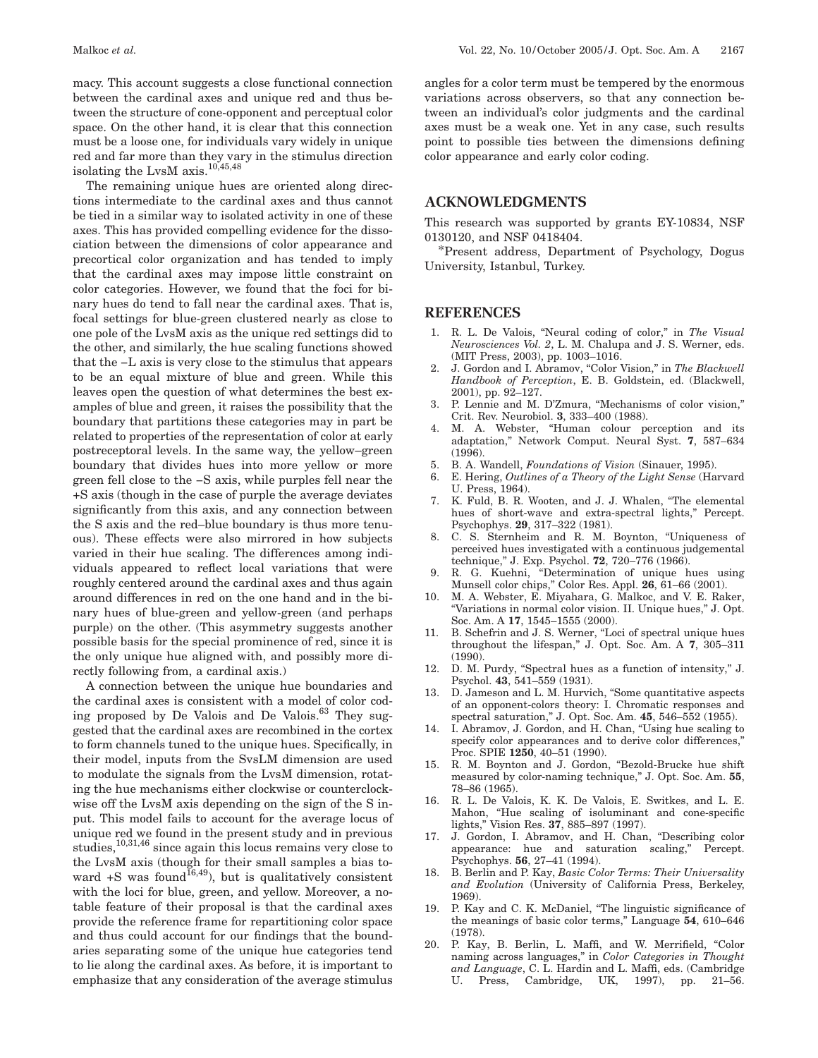macy. This account suggests a close functional connection between the cardinal axes and unique red and thus between the structure of cone-opponent and perceptual color space. On the other hand, it is clear that this connection must be a loose one, for individuals vary widely in unique red and far more than they vary in the stimulus direction isolating the LvsM axis.[10,45,48]

The remaining unique hues are oriented along directions intermediate to the cardinal axes and thus cannot be tied in a similar way to isolated activity in one of these axes. This has provided compelling evidence for the dissociation between the dimensions of color appearance and precortical color organization and has tended to imply that the cardinal axes may impose little constraint on color categories. However, we found that the foci for binary hues do tend to fall near the cardinal axes. That is, focal settings for blue-green clustered nearly as close to one pole of the LvsM axis as the unique red settings did to the other, and similarly, the hue scaling functions showed that the −L axis is very close to the stimulus that appears to be an equal mixture of blue and green. While this leaves open the question of what determines the best examples of blue and green, it raises the possibility that the boundary that partitions these categories may in part be related to properties of the representation of color at early postreceptoral levels. In the same way, the yellow–green boundary that divides hues into more yellow or more green fell close to the −S axis, while purples fell near the +S axis (though in the case of purple the average deviates significantly from this axis, and any connection between the S axis and the red–blue boundary is thus more tenuous). These effects were also mirrored in how subjects varied in their hue scaling. The differences among individuals appeared to reflect local variations that were roughly centered around the cardinal axes and thus again around differences in red on the one hand and in the binary hues of blue-green and yellow-green (and perhaps purple) on the other. (This asymmetry suggests another possible basis for the special prominence of red, since it is the only unique hue aligned with, and possibly more directly following from, a cardinal axis.)

A connection between the unique hue boundaries and the cardinal axes is consistent with a model of color coding proposed by De Valois and De Valois.[63] They suggested that the cardinal axes are recombined in the cortex to form channels tuned to the unique hues. Specifically, in their model, inputs from the SvsLM dimension are used to modulate the signals from the LvsM dimension, rotating the hue mechanisms either clockwise or counterclockwise off the LvsM axis depending on the sign of the S input. This model fails to account for the average locus of unique red we found in the present study and in previous studies,[10,31,46] since again this locus remains very close to the LvsM axis (though for their small samples a bias toward +S was found[16,49]), but is qualitatively consistent with the loci for blue, green, and yellow. Moreover, a notable feature of their proposal is that the cardinal axes provide the reference frame for repartitioning color space and thus could account for our findings that the boundaries separating some of the unique hue categories tend to lie along the cardinal axes. As before, it is important to emphasize that any consideration of the average stimulus angles for a color term must be tempered by the enormous variations across observers, so that any connection between an individual's color judgments and the cardinal axes must be a weak one. Yet in any case, such results point to possible ties between the dimensions defining color appearance and early color coding.

## ACKNOWLEDGMENTS

This research was supported by grants EY-10834, NSF 0130120, and NSF 0418404.

*Present address, Department of Psychology, Dogus University, Istanbul, Turkey.

## REFERENCES

1. R. L. De Valois, "Neural coding of color," in *The Visual Neurosciences Vol. 2*, L. M. Chalupa and J. S. Werner, eds. (MIT Press, 2003), pp. 1003–1016.
2. J. Gordon and I. Abramov, "Color Vision," in *The Blackwell Handbook of Perception*, E. B. Goldstein, ed. (Blackwell, 2001), pp. 92–127.
3. P. Lennie and M. D'Zmura, "Mechanisms of color vision," Crit. Rev. Neurobiol. **3**, 333–400 (1988).
4. M. A. Webster, "Human colour perception and its adaptation," Network Comput. Neural Syst. **7**, 587–634 (1996).
5. B. A. Wandell, *Foundations of Vision* (Sinauer, 1995).
6. E. Hering, *Outlines of a Theory of the Light Sense* (Harvard U. Press, 1964).
7. K. Fuld, B. R. Wooten, and J. J. Whalen, "The elemental hues of short-wave and extra-spectral lights," Percept. Psychophys. **29**, 317–322 (1981).
8. C. S. Sternheim and R. M. Boynton, "Uniqueness of perceived hues investigated with a continuous judgemental technique," J. Exp. Psychol. **72**, 720–776 (1966).
9. R. G. Kuehni, "Determination of unique hues using Munsell color chips," Color Res. Appl. **26**, 61–66 (2001).
10. M. A. Webster, E. Miyahara, G. Malkoc, and V. E. Raker, "Variations in normal color vision. II. Unique hues," J. Opt. Soc. Am. A **17**, 1545–1555 (2000).
11. B. Schefrin and J. S. Werner, "Loci of spectral unique hues throughout the lifespan," J. Opt. Soc. Am. A **7**, 305–311 (1990).
12. D. M. Purdy, "Spectral hues as a function of intensity," J. Psychol. **43**, 541–559 (1931).
13. D. Jameson and L. M. Hurvich, "Some quantitative aspects of an opponent-colors theory: I. Chromatic responses and spectral saturation," J. Opt. Soc. Am. **45**, 546–552 (1955).
14. I. Abramov, J. Gordon, and H. Chan, "Using hue scaling to specify color appearances and to derive color differences," Proc. SPIE **1250**, 40–51 (1990).
15. R. M. Boynton and J. Gordon, "Bezold-Brucke hue shift measured by color-naming technique," J. Opt. Soc. Am. **55**, 78–86 (1965).
16. R. L. De Valois, K. K. De Valois, E. Switkes, and L. E. Mahon, "Hue scaling of isoluminant and cone-specific lights," Vision Res. **37**, 885–897 (1997).
17. J. Gordon, I. Abramov, and H. Chan, "Describing color appearance: hue and saturation scaling," Percept. Psychophys. **56**, 27–41 (1994).
18. B. Berlin and P. Kay, *Basic Color Terms: Their Universality and Evolution* (University of California Press, Berkeley, 1969).
19. P. Kay and C. K. McDaniel, "The linguistic significance of the meanings of basic color terms," Language **54**, 610–646 (1978).
20. P. Kay, B. Berlin, L. Maffi, and W. Merrifield, "Color naming across languages," in *Color Categories in Thought and Language*, C. L. Hardin and L. Maffi, eds. (Cambridge U. Press, Cambridge, UK, 1997), pp. 21–56.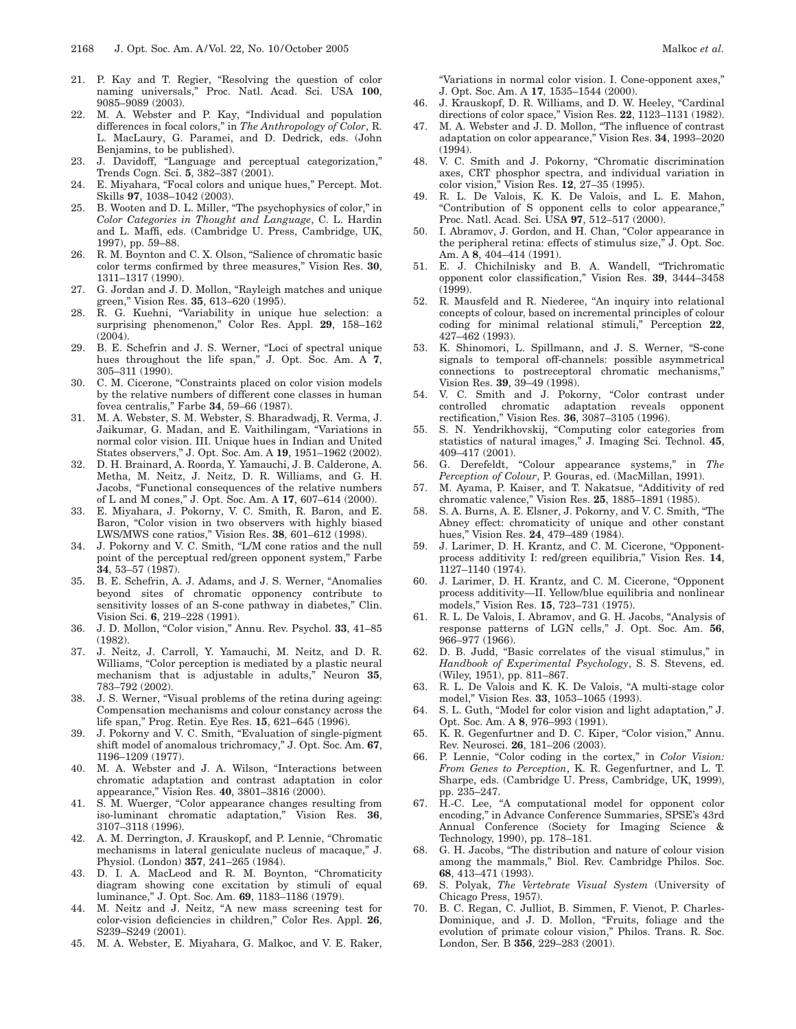21. P. Kay and T. Regier, "Resolving the question of color naming universals," Proc. Natl. Acad. Sci. USA **100**, 9085–9089 (2003).
22. M. A. Webster and P. Kay, "Individual and population differences in focal colors," in *The Anthropology of Color*, R. L. MacLaury, G. Paramei, and D. Dedrick, eds. (John Benjamins, to be published).
23. J. Davidoff, "Language and perceptual categorization," Trends Cogn. Sci. **5**, 382–387 (2001).
24. E. Miyahara, "Focal colors and unique hues," Percept. Mot. Skills **97**, 1038–1042 (2003).
25. B. Wooten and D. L. Miller, "The psychophysics of color," in *Color Categories in Thought and Language*, C. L. Hardin and L. Maffi, eds. (Cambridge U. Press, Cambridge, UK, 1997), pp. 59–88.
26. R. M. Boynton and C. X. Olson, "Salience of chromatic basic color terms confirmed by three measures," Vision Res. **30**, 1311–1317 (1990).
27. G. Jordan and J. D. Mollon, "Rayleigh matches and unique green," Vision Res. **35**, 613–620 (1995).
28. R. G. Kuehni, "Variability in unique hue selection: a surprising phenomenon," Color Res. Appl. **29**, 158–162 (2004).
29. B. E. Schefrin and J. S. Werner, "Loci of spectral unique hues throughout the life span," J. Opt. Soc. Am. A **7**, 305–311 (1990).
30. C. M. Cicerone, "Constraints placed on color vision models by the relative numbers of different cone classes in human fovea centralis," Farbe **34**, 59–66 (1987).
31. M. A. Webster, S. M. Webster, S. Bharadwadj, R. Verma, J. Jaikumar, G. Madan, and E. Vaithilingam, "Variations in normal color vision. III. Unique hues in Indian and United States observers," J. Opt. Soc. Am. A **19**, 1951–1962 (2002).
32. D. H. Brainard, A. Roorda, Y. Yamauchi, J. B. Calderone, A. Metha, M. Neitz, J. Neitz, D. R. Williams, and G. H. Jacobs, "Functional consequences of the relative numbers of L and M cones," J. Opt. Soc. Am. A **17**, 607–614 (2000).
33. E. Miyahara, J. Pokorny, V. C. Smith, R. Baron, and E. Baron, "Color vision in two observers with highly biased LWS/MWS cone ratios," Vision Res. **38**, 601–612 (1998).
34. J. Pokorny and V. C. Smith, "L/M cone ratios and the null point of the perceptual red/green opponent system," Farbe **34**, 53–57 (1987).
35. B. E. Schefrin, A. J. Adams, and J. S. Werner, "Anomalies beyond sites of chromatic opponency contribute to sensitivity losses of an S-cone pathway in diabetes," Clin. Vision Sci. **6**, 219–228 (1991).
36. J. D. Mollon, "Color vision," Annu. Rev. Psychol. **33**, 41–85 (1982).
37. J. Neitz, J. Carroll, Y. Yamauchi, M. Neitz, and D. R. Williams, "Color perception is mediated by a plastic neural mechanism that is adjustable in adults," Neuron **35**, 783–792 (2002).
38. J. S. Werner, "Visual problems of the retina during ageing: Compensation mechanisms and colour constancy across the life span," Prog. Retin. Eye Res. **15**, 621–645 (1996).
39. J. Pokorny and V. C. Smith, "Evaluation of single-pigment shift model of anomalous trichromacy," J. Opt. Soc. Am. **67**, 1196–1209 (1977).
40. M. A. Webster and J. A. Wilson, "Interactions between chromatic adaptation and contrast adaptation in color appearance," Vision Res. **40**, 3801–3816 (2000).
41. S. M. Wuerger, "Color appearance changes resulting from iso-luminant chromatic adaptation," Vision Res. **36**, 3107–3118 (1996).
42. A. M. Derrington, J. Krauskopf, and P. Lennie, "Chromatic mechanisms in lateral geniculate nucleus of macaque," J. Physiol. (London) **357**, 241–265 (1984).
43. D. I. A. MacLeod and R. M. Boynton, "Chromaticity diagram showing cone excitation by stimuli of equal luminance," J. Opt. Soc. Am. **69**, 1183–1186 (1979).
44. M. Neitz and J. Neitz, "A new mass screening test for color-vision deficiencies in children," Color Res. Appl. **26**, S239–S249 (2001).
45. M. A. Webster, E. Miyahara, G. Malkoc, and V. E. Raker, "Variations in normal color vision. I. Cone-opponent axes," J. Opt. Soc. Am. A **17**, 1535–1544 (2000).
46. J. Krauskopf, D. R. Williams, and D. W. Heeley, "Cardinal directions of color space," Vision Res. **22**, 1123–1131 (1982).
47. M. A. Webster and J. D. Mollon, "The influence of contrast adaptation on color appearance," Vision Res. **34**, 1993–2020 (1994).
48. V. C. Smith and J. Pokorny, "Chromatic discrimination axes, CRT phosphor spectra, and individual variation in color vision," Vision Res. **12**, 27–35 (1995).
49. R. L. De Valois, K. K. De Valois, and L. E. Mahon, "Contribution of S opponent cells to color appearance," Proc. Natl. Acad. Sci. USA **97**, 512–517 (2000).
50. I. Abramov, J. Gordon, and H. Chan, "Color appearance in the peripheral retina: effects of stimulus size," J. Opt. Soc. Am. A **8**, 404–414 (1991).
51. E. J. Chichilnisky and B. A. Wandell, "Trichromatic opponent color classification," Vision Res. **39**, 3444–3458 (1999).
52. R. Mausfeld and R. Niederee, "An inquiry into relational concepts of colour, based on incremental principles of colour coding for minimal relational stimuli," Perception **22**, 427–462 (1993).
53. K. Shinomori, L. Spillmann, and J. S. Werner, "S-cone signals to temporal off-channels: possible asymmetrical connections to postreceptoral chromatic mechanisms," Vision Res. **39**, 39–49 (1998).
54. V. C. Smith and J. Pokorny, "Color contrast under controlled chromatic adaptation reveals opponent rectification," Vision Res. **36**, 3087–3105 (1996).
55. S. N. Yendrikhovskij, "Computing color categories from statistics of natural images," J. Imaging Sci. Technol. **45**, 409–417 (2001).
56. G. Derefeldt, "Colour appearance systems," in *The Perception of Colour*, P. Gouras, ed. (MacMillan, 1991).
57. M. Ayama, P. Kaiser, and T. Nakatsue, "Additivity of red chromatic valence," Vision Res. **25**, 1885–1891 (1985).
58. S. A. Burns, A. E. Elsner, J. Pokorny, and V. C. Smith, "The Abney effect: chromaticity of unique and other constant hues," Vision Res. **24**, 479–489 (1984).
59. J. Larimer, D. H. Krantz, and C. M. Cicerone, "Opponent-process additivity I: red/green equilibria," Vision Res. **14**, 1127–1140 (1974).
60. J. Larimer, D. H. Krantz, and C. M. Cicerone, "Opponent process additivity—II. Yellow/blue equilibria and nonlinear models," Vision Res. **15**, 723–731 (1975).
61. R. L. De Valois, I. Abramov, and G. H. Jacobs, "Analysis of response patterns of LGN cells," J. Opt. Soc. Am. **56**, 966–977 (1966).
62. D. B. Judd, "Basic correlates of the visual stimulus," in *Handbook of Experimental Psychology*, S. S. Stevens, ed. (Wiley, 1951), pp. 811–867.
63. R. L. De Valois and K. K. De Valois, "A multi-stage color model," Vision Res. **33**, 1053–1065 (1993).
64. S. L. Guth, "Model for color vision and light adaptation," J. Opt. Soc. Am. A **8**, 976–993 (1991).
65. K. R. Gegenfurtner and D. C. Kiper, "Color vision," Annu. Rev. Neurosci. **26**, 181–206 (2003).
66. P. Lennie, "Color coding in the cortex," in *Color Vision: From Genes to Perception*, K. R. Gegenfurtner, and L. T. Sharpe, eds. (Cambridge U. Press, Cambridge, UK, 1999), pp. 235–247.
67. H.-C. Lee, "A computational model for opponent color encoding," in Advance Conference Summaries, SPSE's 43rd Annual Conference (Society for Imaging Science & Technology, 1990), pp. 178–181.
68. G. H. Jacobs, "The distribution and nature of colour vision among the mammals," Biol. Rev. Cambridge Philos. Soc. **68**, 413–471 (1993).
69. S. Polyak, *The Vertebrate Visual System* (University of Chicago Press, 1957).
70. B. C. Regan, C. Julliot, B. Simmen, F. Vienot, P. Charles-Dominique, and J. D. Mollon, "Fruits, foliage and the evolution of primate colour vision," Philos. Trans. R. Soc. London, Ser. B **356**, 229–283 (2001).